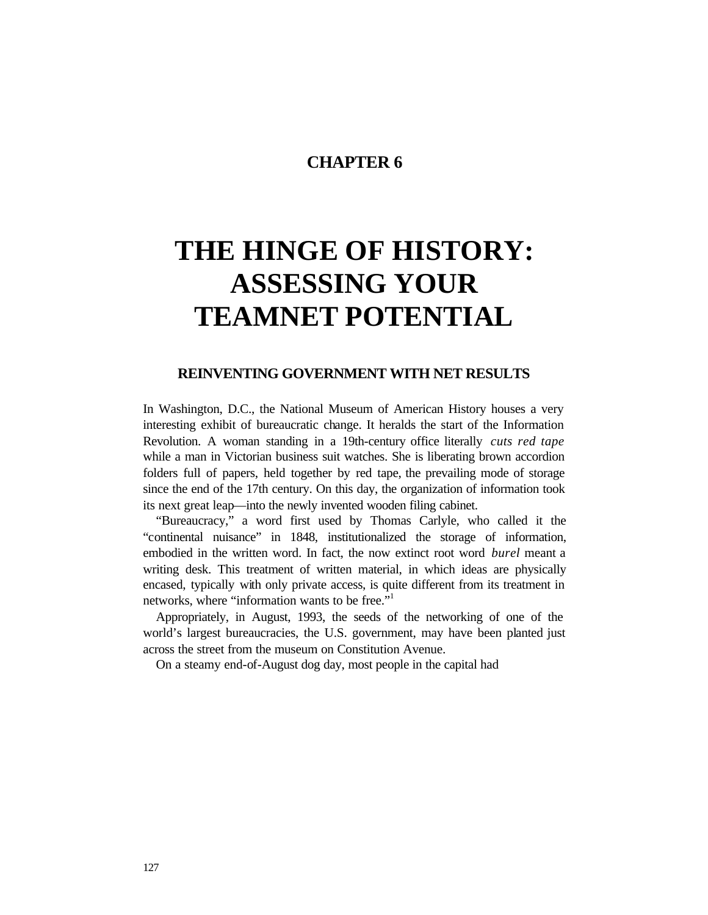# CHAPTER 6

# THE HINGE OF HISTORY: ASSESSING YOUR TEAMNET POTENTIAL

## REINVENTING GOVERNMENT WITH NET RESULTS

In Washington, D.C., the National Museum of American History houses a very interesting exhibit of bureaucratic change. It heralds the start of the Information Revolution. A woman standing in a 19th-century office literally *cuts red tape* while a man in Victorian business suit watches. She is liberating brown accordion folders full of papers, held together by red tape, the prevailing mode of storage since the end of the 17th century. On this day, the organization of information took its next great leap—into the newly invented wooden filing cabinet.

"Bureaucracy," a word first used by Thomas Carlyle, who called it the "continental nuisance" in 1848, institutionalized the storage of information, embodied in the written word. In fact, the now extinct root word *burel* meant a writing desk. This treatment of written material, in which ideas are physically encased, typically with only private access, is quite different from its treatment in networks, where "information wants to be free."[1]

Appropriately, in August, 1993, the seeds of the networking of one of the world's largest bureaucracies, the U.S. government, may have been planted just across the street from the museum on Constitution Avenue.

On a steamy end-of-August dog day, most people in the capital had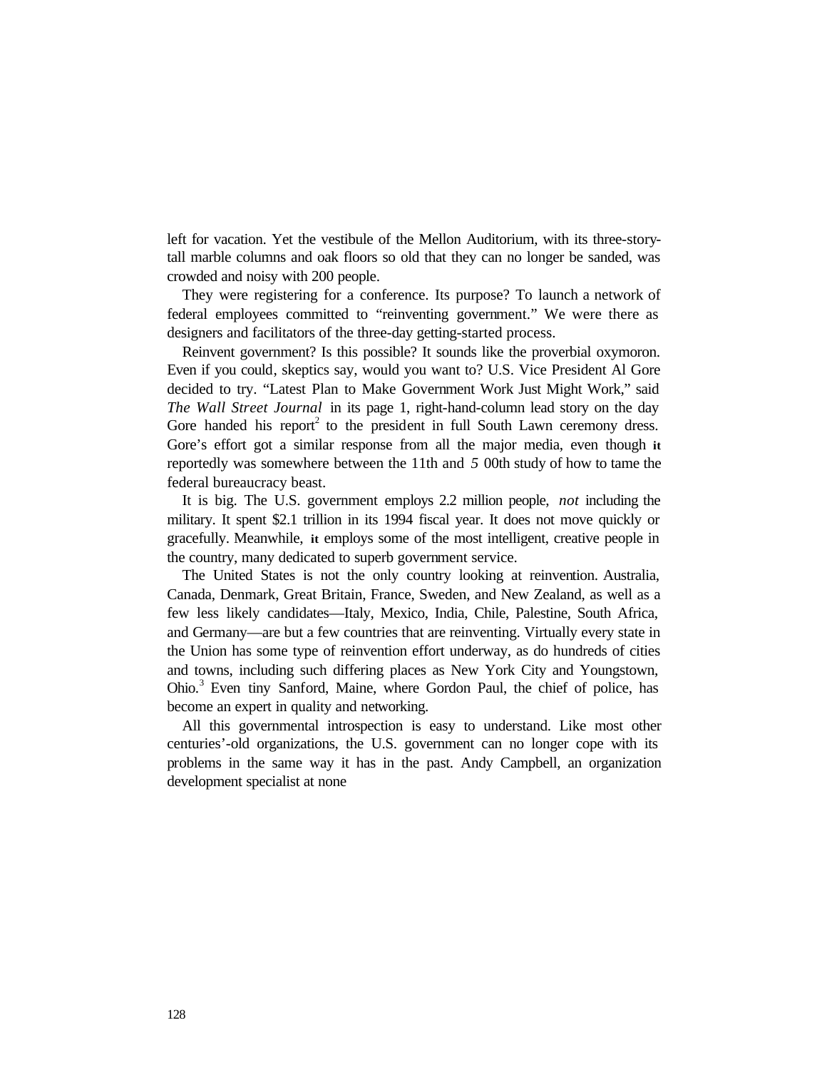left for vacation. Yet the vestibule of the Mellon Auditorium, with its three-story-tall marble columns and oak floors so old that they can no longer be sanded, was crowded and noisy with 200 people.

They were registering for a conference. Its purpose? To launch a network of federal employees committed to "reinventing government." We were there as designers and facilitators of the three-day getting-started process.

Reinvent government? Is this possible? It sounds like the proverbial oxymoron. Even if you could, skeptics say, would you want to? U.S. Vice President Al Gore decided to try. "Latest Plan to Make Government Work Just Might Work," said *The Wall Street Journal* in its page 1, right-hand-column lead story on the day Gore handed his report[2] to the president in full South Lawn ceremony dress. Gore's effort got a similar response from all the major media, even though it reportedly was somewhere between the 11th and 500th study of how to tame the federal bureaucracy beast.

It is big. The U.S. government employs 2.2 million people, *not* including the military. It spent $2.1 trillion in its 1994 fiscal year. It does not move quickly or gracefully. Meanwhile, it employs some of the most intelligent, creative people in the country, many dedicated to superb government service.

The United States is not the only country looking at reinvention. Australia, Canada, Denmark, Great Britain, France, Sweden, and New Zealand, as well as a few less likely candidates—Italy, Mexico, India, Chile, Palestine, South Africa, and Germany—are but a few countries that are reinventing. Virtually every state in the Union has some type of reinvention effort underway, as do hundreds of cities and towns, including such differing places as New York City and Youngstown, Ohio.[3] Even tiny Sanford, Maine, where Gordon Paul, the chief of police, has become an expert in quality and networking.

All this governmental introspection is easy to understand. Like most other centuries'-old organizations, the U.S. government can no longer cope with its problems in the same way it has in the past. Andy Campbell, an organization development specialist at none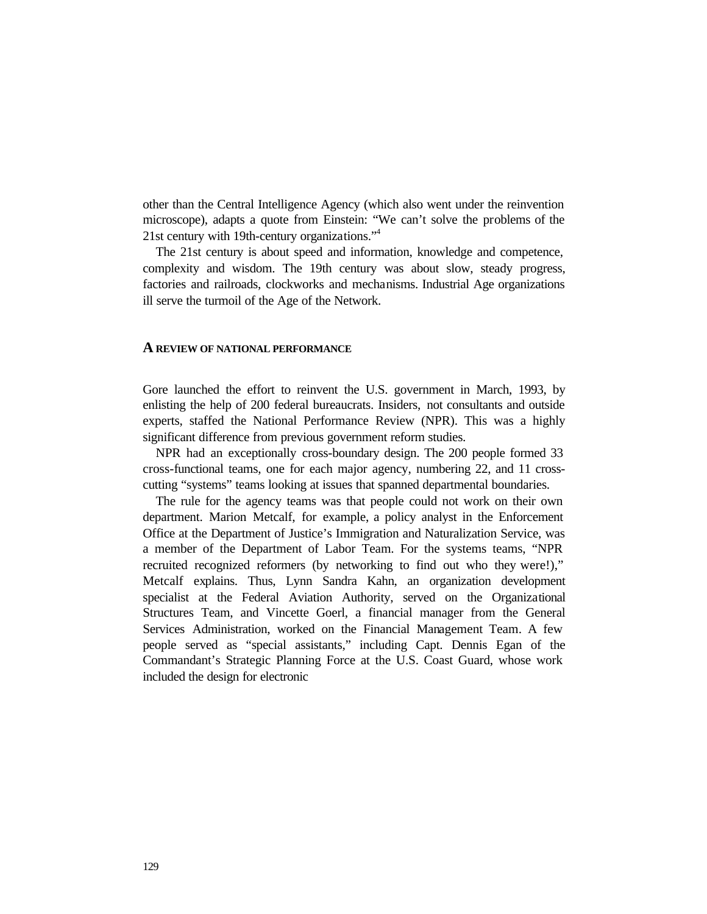other than the Central Intelligence Agency (which also went under the reinvention microscope), adapts a quote from Einstein: “We can’t solve the problems of the 21st century with 19th-century organizations.”[4]

The 21st century is about speed and information, knowledge and competence, complexity and wisdom. The 19th century was about slow, steady progress, factories and railroads, clockworks and mechanisms. Industrial Age organizations ill serve the turmoil of the Age of the Network.

## A REVIEW OF NATIONAL PERFORMANCE

Gore launched the effort to reinvent the U.S. government in March, 1993, by enlisting the help of 200 federal bureaucrats. Insiders, not consultants and outside experts, staffed the National Performance Review (NPR). This was a highly significant difference from previous government reform studies.

NPR had an exceptionally cross-boundary design. The 200 people formed 33 cross-functional teams, one for each major agency, numbering 22, and 11 cross-cutting “systems” teams looking at issues that spanned departmental boundaries.

The rule for the agency teams was that people could not work on their own department. Marion Metcalf, for example, a policy analyst in the Enforcement Office at the Department of Justice’s Immigration and Naturalization Service, was a member of the Department of Labor Team. For the systems teams, “NPR recruited recognized reformers (by networking to find out who they were!),” Metcalf explains. Thus, Lynn Sandra Kahn, an organization development specialist at the Federal Aviation Authority, served on the Organizational Structures Team, and Vincette Goerl, a financial manager from the General Services Administration, worked on the Financial Management Team. A few people served as “special assistants,” including Capt. Dennis Egan of the Commandant’s Strategic Planning Force at the U.S. Coast Guard, whose work included the design for electronic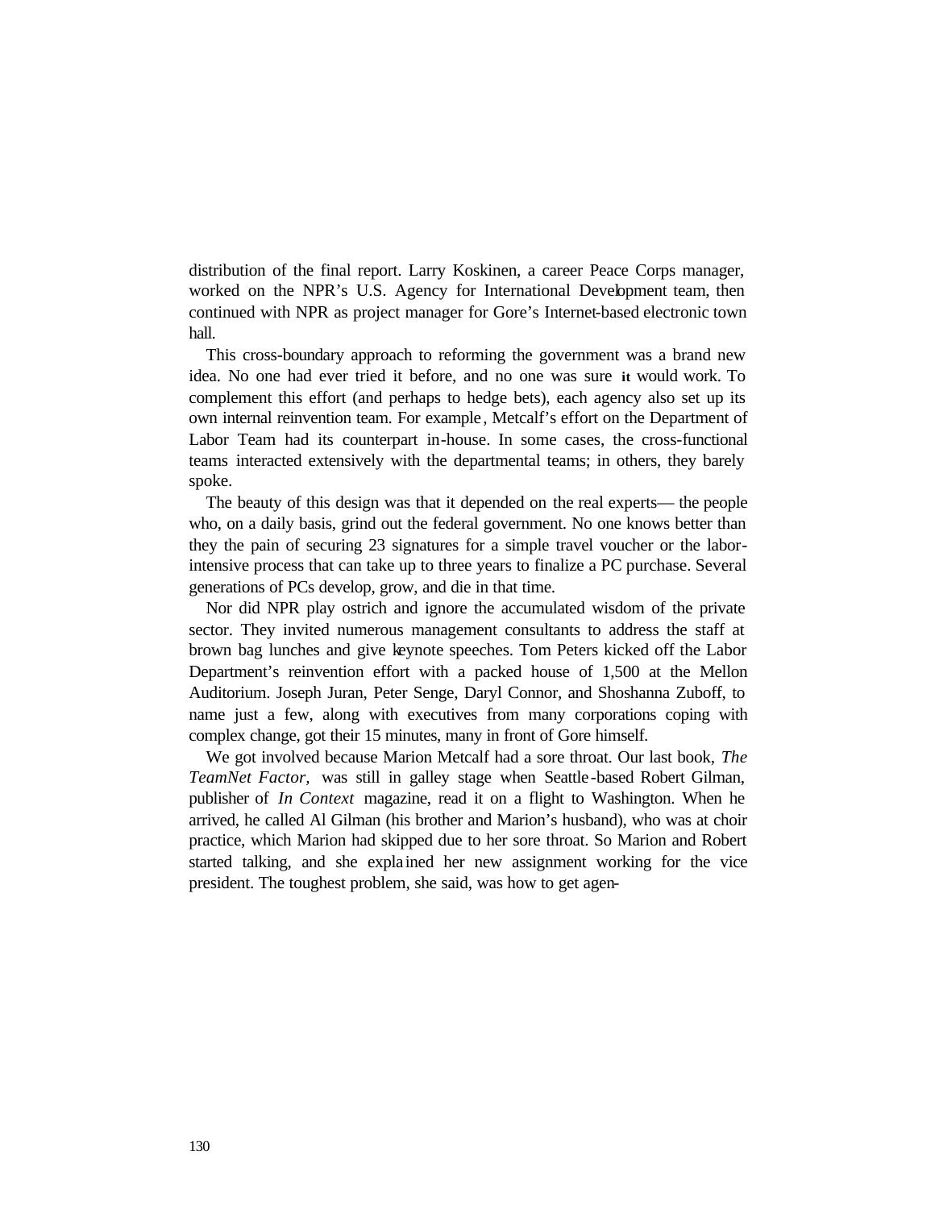distribution of the final report. Larry Koskinen, a career Peace Corps manager, worked on the NPR's U.S. Agency for International Development team, then continued with NPR as project manager for Gore's Internet-based electronic town hall.

This cross-boundary approach to reforming the government was a brand new idea. No one had ever tried it before, and no one was sure it would work. To complement this effort (and perhaps to hedge bets), each agency also set up its own internal reinvention team. For example, Metcalf's effort on the Department of Labor Team had its counterpart in-house. In some cases, the cross-functional teams interacted extensively with the departmental teams; in others, they barely spoke.

The beauty of this design was that it depended on the real experts— the people who, on a daily basis, grind out the federal government. No one knows better than they the pain of securing 23 signatures for a simple travel voucher or the labor-intensive process that can take up to three years to finalize a PC purchase. Several generations of PCs develop, grow, and die in that time.

Nor did NPR play ostrich and ignore the accumulated wisdom of the private sector. They invited numerous management consultants to address the staff at brown bag lunches and give keynote speeches. Tom Peters kicked off the Labor Department's reinvention effort with a packed house of 1,500 at the Mellon Auditorium. Joseph Juran, Peter Senge, Daryl Connor, and Shoshanna Zuboff, to name just a few, along with executives from many corporations coping with complex change, got their 15 minutes, many in front of Gore himself.

We got involved because Marion Metcalf had a sore throat. Our last book, *The TeamNet Factor,* was still in galley stage when Seattle-based Robert Gilman, publisher of *In Context* magazine, read it on a flight to Washington. When he arrived, he called Al Gilman (his brother and Marion's husband), who was at choir practice, which Marion had skipped due to her sore throat. So Marion and Robert started talking, and she explained her new assignment working for the vice president. The toughest problem, she said, was how to get agen-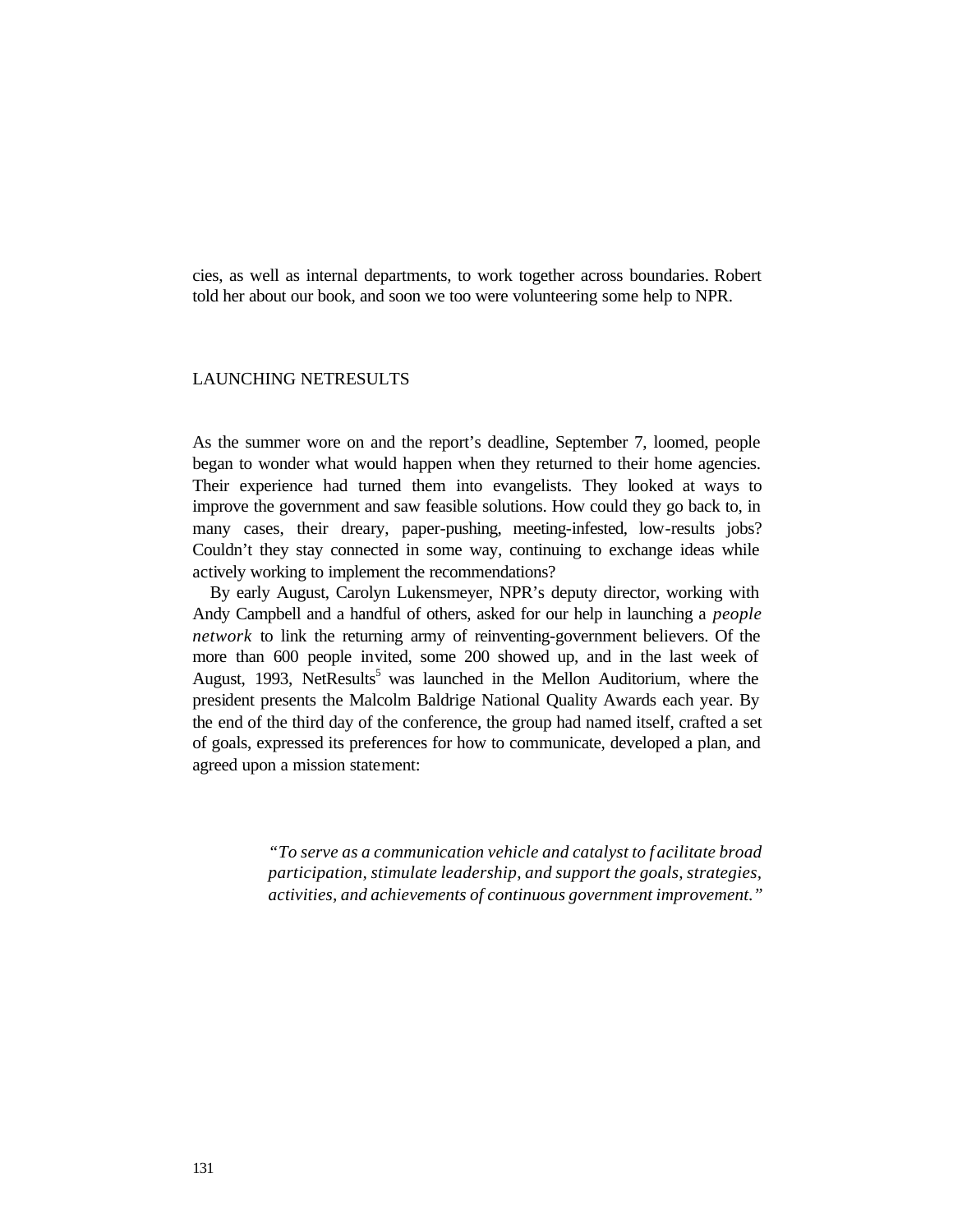cies, as well as internal departments, to work together across boundaries. Robert told her about our book, and soon we too were volunteering some help to NPR.

## LAUNCHING NETRESULTS

As the summer wore on and the report's deadline, September 7, loomed, people began to wonder what would happen when they returned to their home agencies. Their experience had turned them into evangelists. They looked at ways to improve the government and saw feasible solutions. How could they go back to, in many cases, their dreary, paper-pushing, meeting-infested, low-results jobs? Couldn't they stay connected in some way, continuing to exchange ideas while actively working to implement the recommendations?

By early August, Carolyn Lukensmeyer, NPR's deputy director, working with Andy Campbell and a handful of others, asked for our help in launching a *people network* to link the returning army of reinventing-government believers. Of the more than 600 people invited, some 200 showed up, and in the last week of August, 1993, NetResults[5] was launched in the Mellon Auditorium, where the president presents the Malcolm Baldrige National Quality Awards each year. By the end of the third day of the conference, the group had named itself, crafted a set of goals, expressed its preferences for how to communicate, developed a plan, and agreed upon a mission statement:

> *"To serve as a communication vehicle and catalyst to facilitate broad participation, stimulate leadership, and support the goals, strategies, activities, and achievements of continuous government improvement."*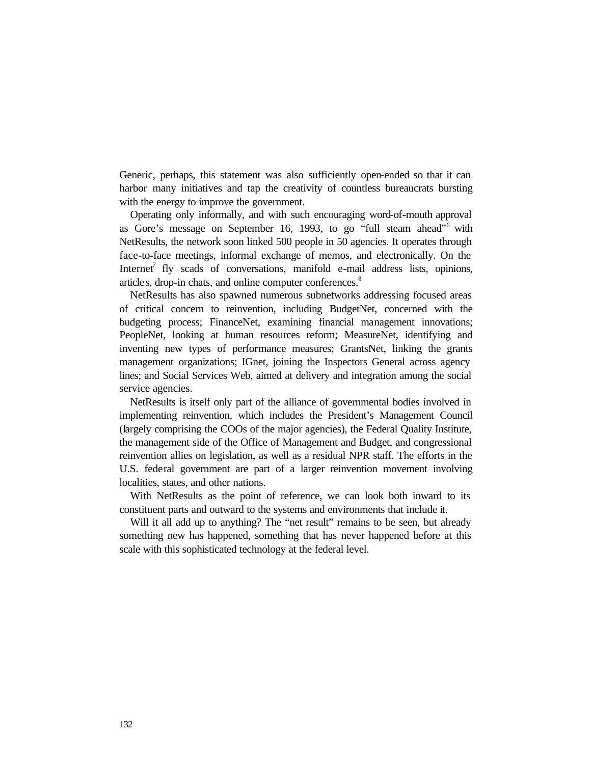Generic, perhaps, this statement was also sufficiently open-ended so that it can harbor many initiatives and tap the creativity of countless bureaucrats bursting with the energy to improve the government.

Operating only informally, and with such encouraging word-of-mouth approval as Gore's message on September 16, 1993, to go "full steam ahead"[6] with NetResults, the network soon linked 500 people in 50 agencies. It operates through face-to-face meetings, informal exchange of memos, and electronically. On the Internet[7] fly scads of conversations, manifold e-mail address lists, opinions, articles, drop-in chats, and online computer conferences.[8]

NetResults has also spawned numerous subnetworks addressing focused areas of critical concern to reinvention, including BudgetNet, concerned with the budgeting process; FinanceNet, examining financial management innovations; PeopleNet, looking at human resources reform; MeasureNet, identifying and inventing new types of performance measures; GrantsNet, linking the grants management organizations; IGnet, joining the Inspectors General across agency lines; and Social Services Web, aimed at delivery and integration among the social service agencies.

NetResults is itself only part of the alliance of governmental bodies involved in implementing reinvention, which includes the President's Management Council (largely comprising the COOs of the major agencies), the Federal Quality Institute, the management side of the Office of Management and Budget, and congressional reinvention allies on legislation, as well as a residual NPR staff. The efforts in the U.S. federal government are part of a larger reinvention movement involving localities, states, and other nations.

With NetResults as the point of reference, we can look both inward to its constituent parts and outward to the systems and environments that include it.

Will it all add up to anything? The "net result" remains to be seen, but already something new has happened, something that has never happened before at this scale with this sophisticated technology at the federal level.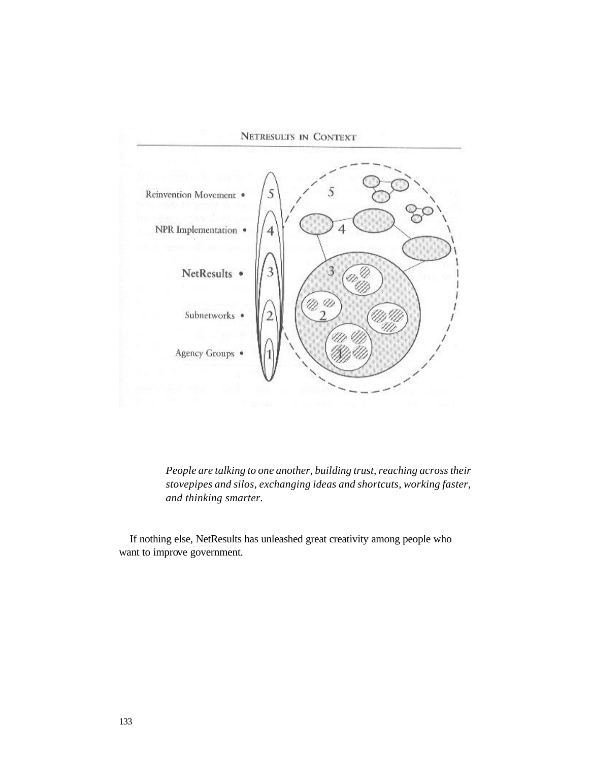NETRESULTS IN CONTEXT

*People are talking to one another, building trust, reaching across their stovepipes and silos, exchanging ideas and shortcuts, working faster, and thinking smarter.*

If nothing else, NetResults has unleashed great creativity among people who want to improve government.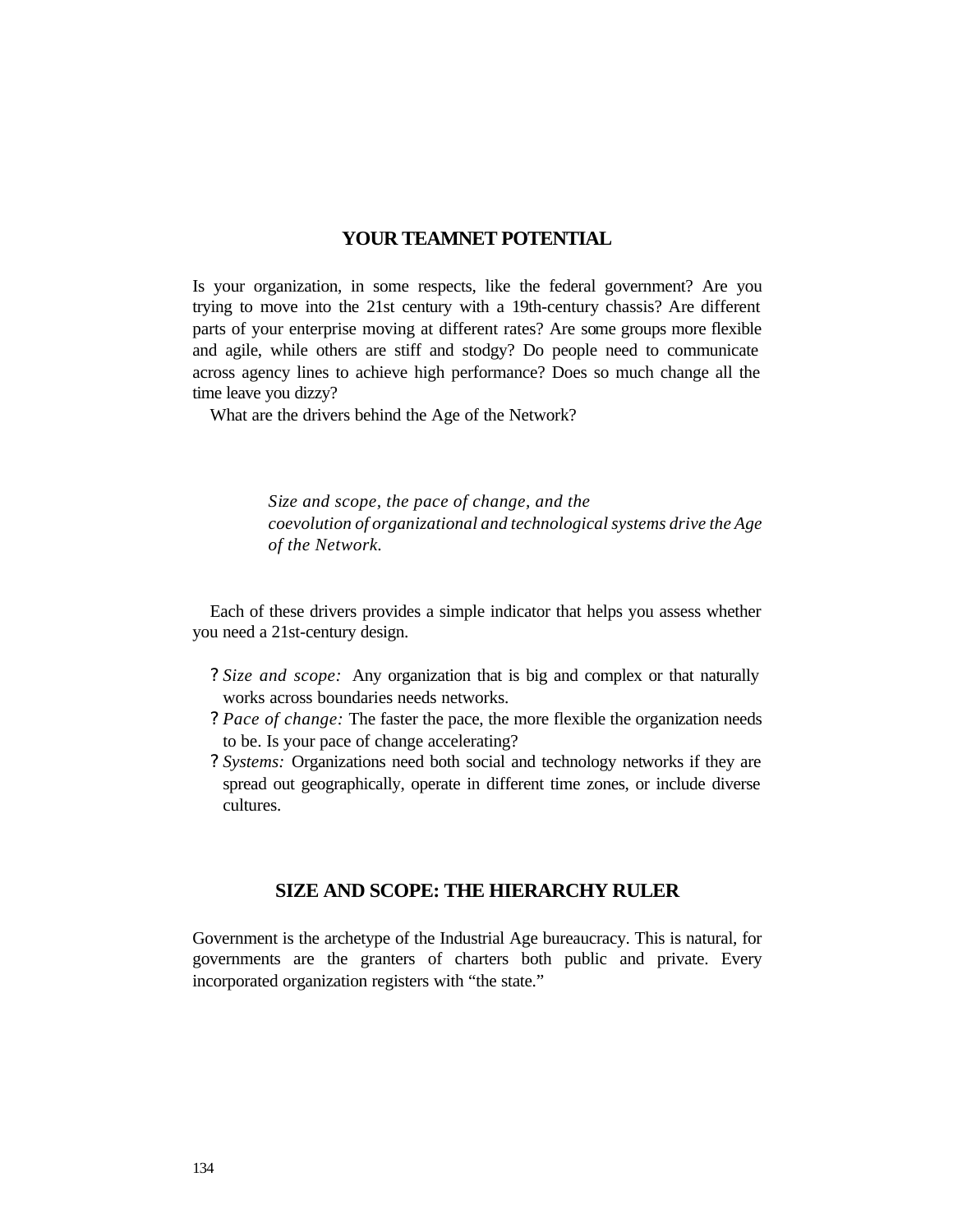## YOUR TEAMNET POTENTIAL

Is your organization, in some respects, like the federal government? Are you trying to move into the 21st century with a 19th-century chassis? Are different parts of your enterprise moving at different rates? Are some groups more flexible and agile, while others are stiff and stodgy? Do people need to communicate across agency lines to achieve high performance? Does so much change all the time leave you dizzy?

What are the drivers behind the Age of the Network?

> *Size and scope, the pace of change, and the coevolution of organizational and technological systems drive the Age of the Network.*

Each of these drivers provides a simple indicator that helps you assess whether you need a 21st-century design.

- *Size and scope:* Any organization that is big and complex or that naturally works across boundaries needs networks.
- *Pace of change:* The faster the pace, the more flexible the organization needs to be. Is your pace of change accelerating?
- *Systems:* Organizations need both social and technology networks if they are spread out geographically, operate in different time zones, or include diverse cultures.

## SIZE AND SCOPE: THE HIERARCHY RULER

Government is the archetype of the Industrial Age bureaucracy. This is natural, for governments are the granters of charters both public and private. Every incorporated organization registers with “the state.”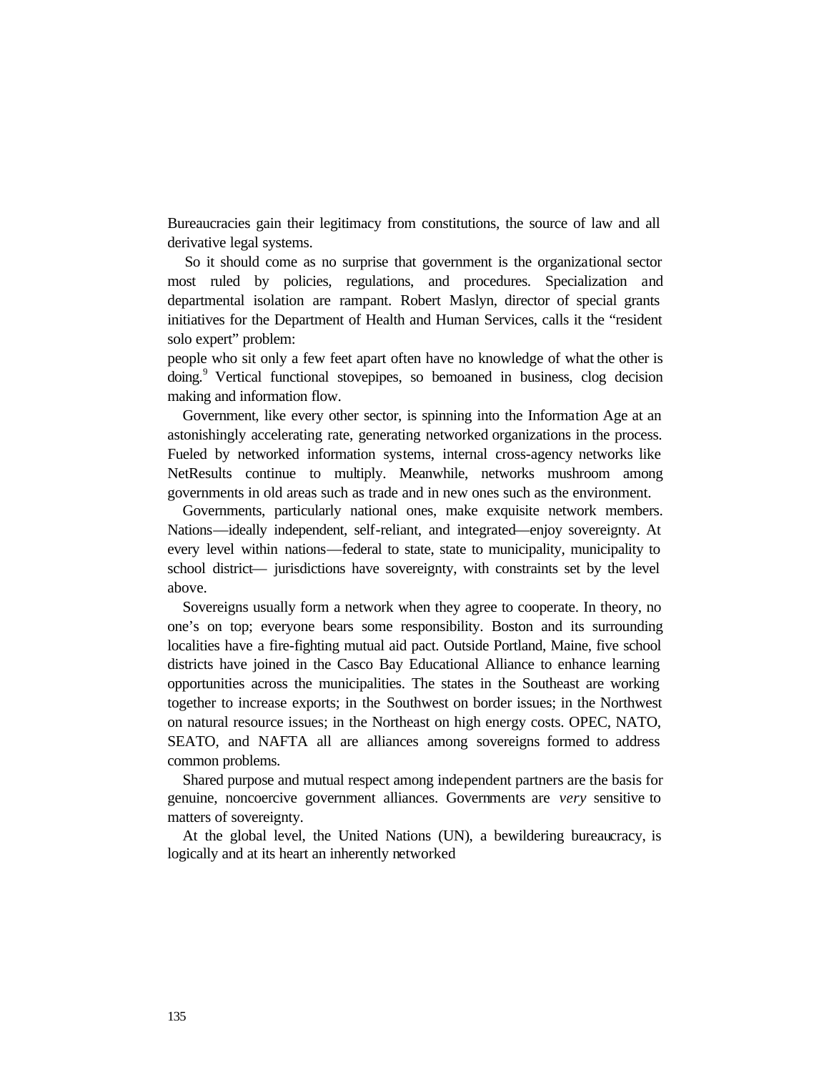Bureaucracies gain their legitimacy from constitutions, the source of law and all derivative legal systems.

So it should come as no surprise that government is the organizational sector most ruled by policies, regulations, and procedures. Specialization and departmental isolation are rampant. Robert Maslyn, director of special grants initiatives for the Department of Health and Human Services, calls it the "resident solo expert" problem:
people who sit only a few feet apart often have no knowledge of what the other is doing.[9] Vertical functional stovepipes, so bemoaned in business, clog decision making and information flow.

Government, like every other sector, is spinning into the Information Age at an astonishingly accelerating rate, generating networked organizations in the process. Fueled by networked information systems, internal cross-agency networks like NetResults continue to multiply. Meanwhile, networks mushroom among governments in old areas such as trade and in new ones such as the environment.

Governments, particularly national ones, make exquisite network members. Nations—ideally independent, self-reliant, and integrated—enjoy sovereignty. At every level within nations—federal to state, state to municipality, municipality to school district— jurisdictions have sovereignty, with constraints set by the level above.

Sovereigns usually form a network when they agree to cooperate. In theory, no one's on top; everyone bears some responsibility. Boston and its surrounding localities have a fire-fighting mutual aid pact. Outside Portland, Maine, five school districts have joined in the Casco Bay Educational Alliance to enhance learning opportunities across the municipalities. The states in the Southeast are working together to increase exports; in the Southwest on border issues; in the Northwest on natural resource issues; in the Northeast on high energy costs. OPEC, NATO, SEATO, and NAFTA all are alliances among sovereigns formed to address common problems.

Shared purpose and mutual respect among independent partners are the basis for genuine, noncoercive government alliances. Governments are *very* sensitive to matters of sovereignty.

At the global level, the United Nations (UN), a bewildering bureaucracy, is logically and at its heart an inherently networked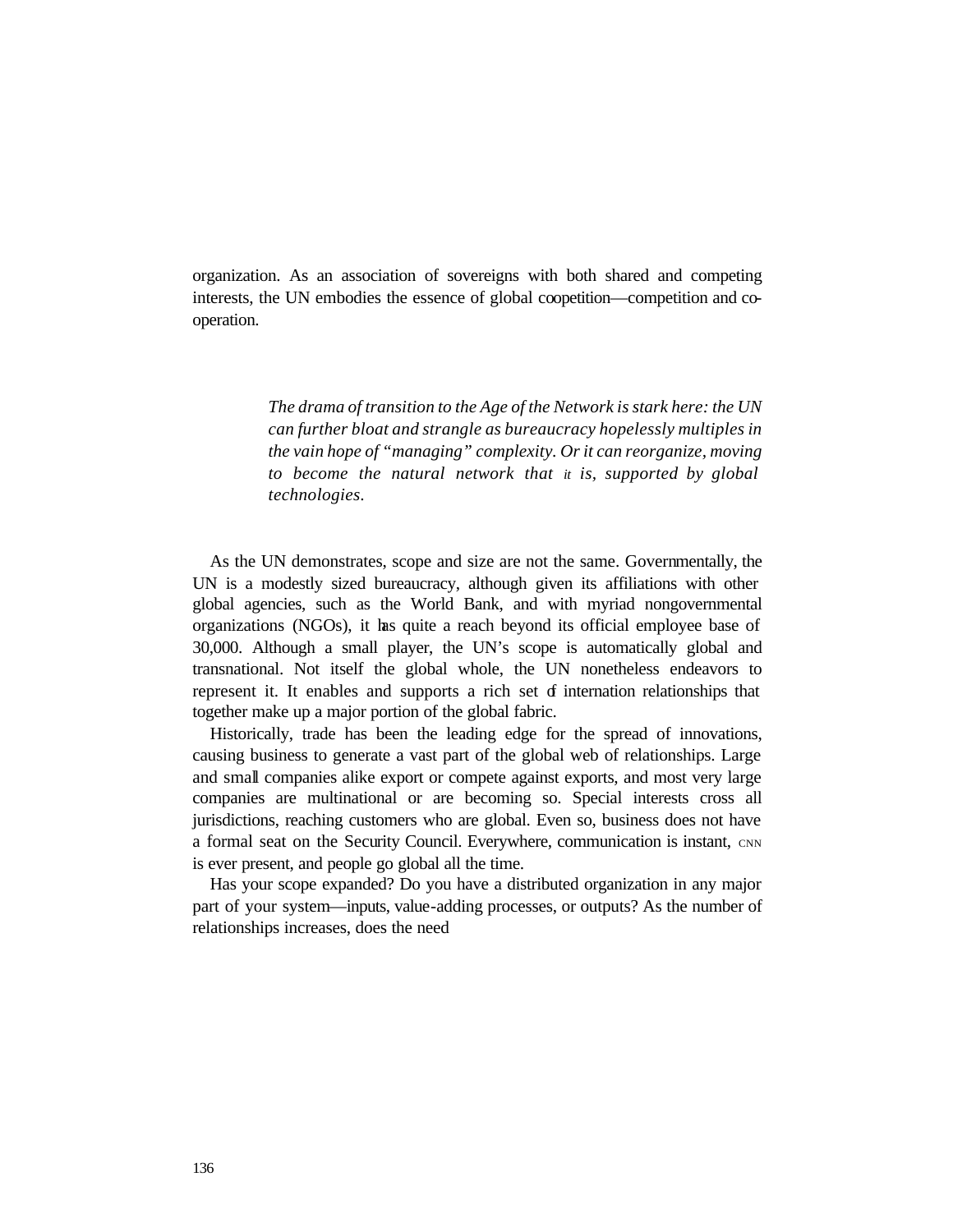organization. As an association of sovereigns with both shared and competing interests, the UN embodies the essence of global coopetition—competition and co-operation.

> *The drama of transition to the Age of the Network is stark here: the UN can further bloat and strangle as bureaucracy hopelessly multiples in the vain hope of "managing" complexity. Or it can reorganize, moving to become the natural network that it is, supported by global technologies.*

As the UN demonstrates, scope and size are not the same. Governmentally, the UN is a modestly sized bureaucracy, although given its affiliations with other global agencies, such as the World Bank, and with myriad nongovernmental organizations (NGOs), it has quite a reach beyond its official employee base of 30,000. Although a small player, the UN's scope is automatically global and transnational. Not itself the global whole, the UN nonetheless endeavors to represent it. It enables and supports a rich set of internation relationships that together make up a major portion of the global fabric.

Historically, trade has been the leading edge for the spread of innovations, causing business to generate a vast part of the global web of relationships. Large and small companies alike export or compete against exports, and most very large companies are multinational or are becoming so. Special interests cross all jurisdictions, reaching customers who are global. Even so, business does not have a formal seat on the Security Council. Everywhere, communication is instant, CNN is ever present, and people go global all the time.

Has your scope expanded? Do you have a distributed organization in any major part of your system—inputs, value-adding processes, or outputs? As the number of relationships increases, does the need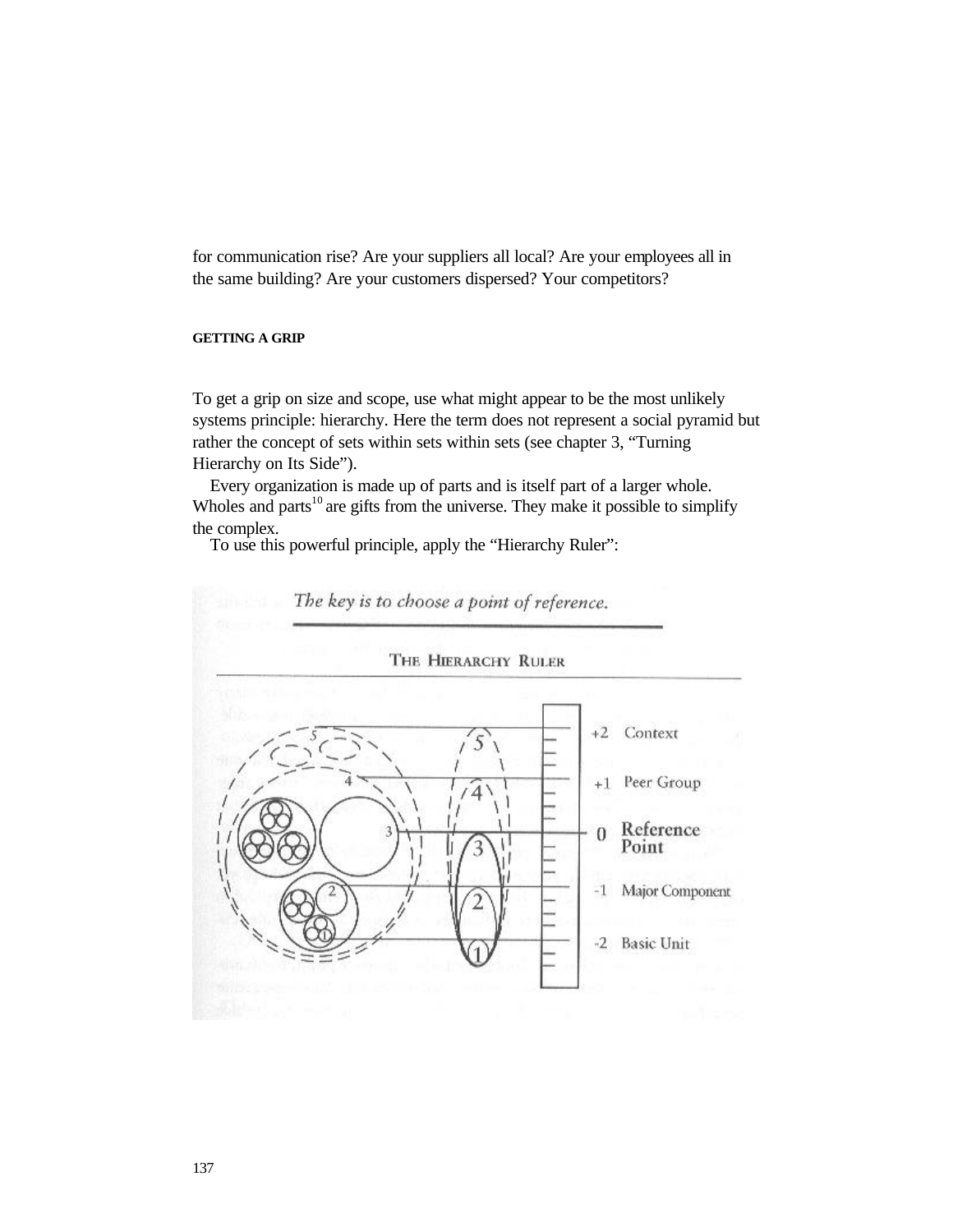for communication rise? Are your suppliers all local? Are your employees all in the same building? Are your customers dispersed? Your competitors?

### GETTING A GRIP

To get a grip on size and scope, use what might appear to be the most unlikely systems principle: hierarchy. Here the term does not represent a social pyramid but rather the concept of sets within sets within sets (see chapter 3, "Turning Hierarchy on Its Side").

Every organization is made up of parts and is itself part of a larger whole. Wholes and parts[10] are gifts from the universe. They make it possible to simplify the complex.

To use this powerful principle, apply the "Hierarchy Ruler":

*The key is to choose a point of reference.*

THE HIERARCHY RULER

+2 Context

+1 Peer Group

0 **Reference Point**

-1 Major Component

-2 Basic Unit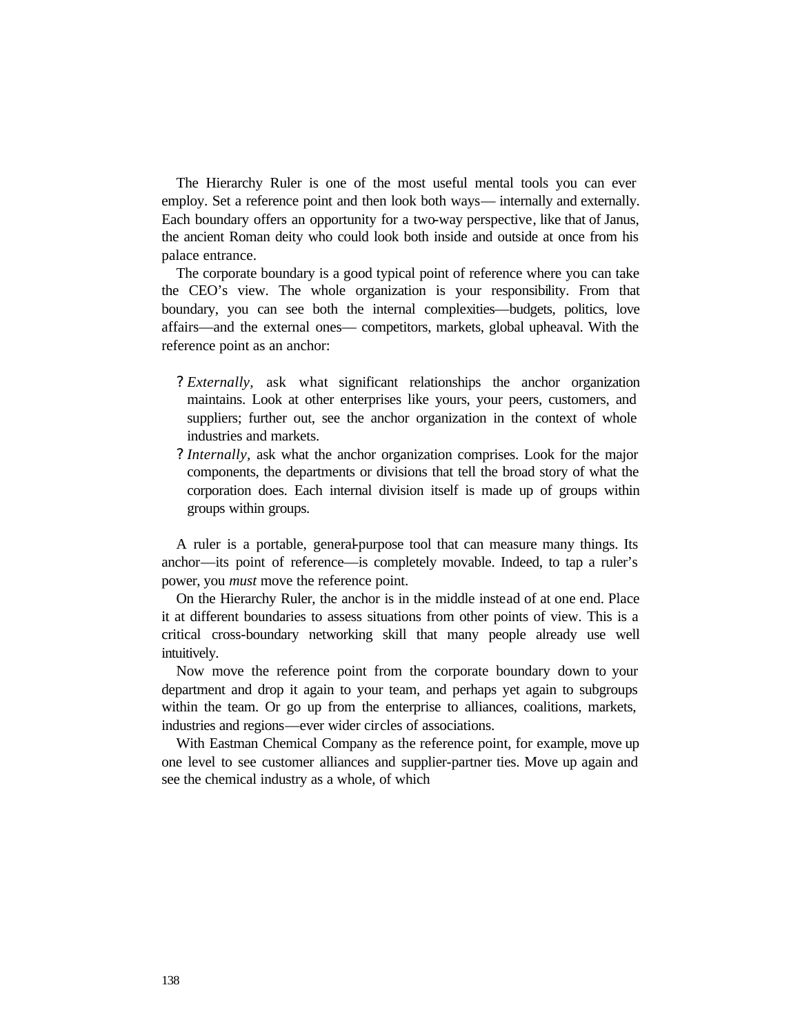The Hierarchy Ruler is one of the most useful mental tools you can ever employ. Set a reference point and then look both ways— internally and externally. Each boundary offers an opportunity for a two-way perspective, like that of Janus, the ancient Roman deity who could look both inside and outside at once from his palace entrance.

The corporate boundary is a good typical point of reference where you can take the CEO's view. The whole organization is your responsibility. From that boundary, you can see both the internal complexities—budgets, politics, love affairs—and the external ones— competitors, markets, global upheaval. With the reference point as an anchor:

- *Externally,* ask what significant relationships the anchor organization maintains. Look at other enterprises like yours, your peers, customers, and suppliers; further out, see the anchor organization in the context of whole industries and markets.
- *Internally,* ask what the anchor organization comprises. Look for the major components, the departments or divisions that tell the broad story of what the corporation does. Each internal division itself is made up of groups within groups within groups.

A ruler is a portable, general-purpose tool that can measure many things. Its anchor—its point of reference—is completely movable. Indeed, to tap a ruler's power, you *must* move the reference point.

On the Hierarchy Ruler, the anchor is in the middle instead of at one end. Place it at different boundaries to assess situations from other points of view. This is a critical cross-boundary networking skill that many people already use well intuitively.

Now move the reference point from the corporate boundary down to your department and drop it again to your team, and perhaps yet again to subgroups within the team. Or go up from the enterprise to alliances, coalitions, markets, industries and regions—ever wider circles of associations.

With Eastman Chemical Company as the reference point, for example, move up one level to see customer alliances and supplier-partner ties. Move up again and see the chemical industry as a whole, of which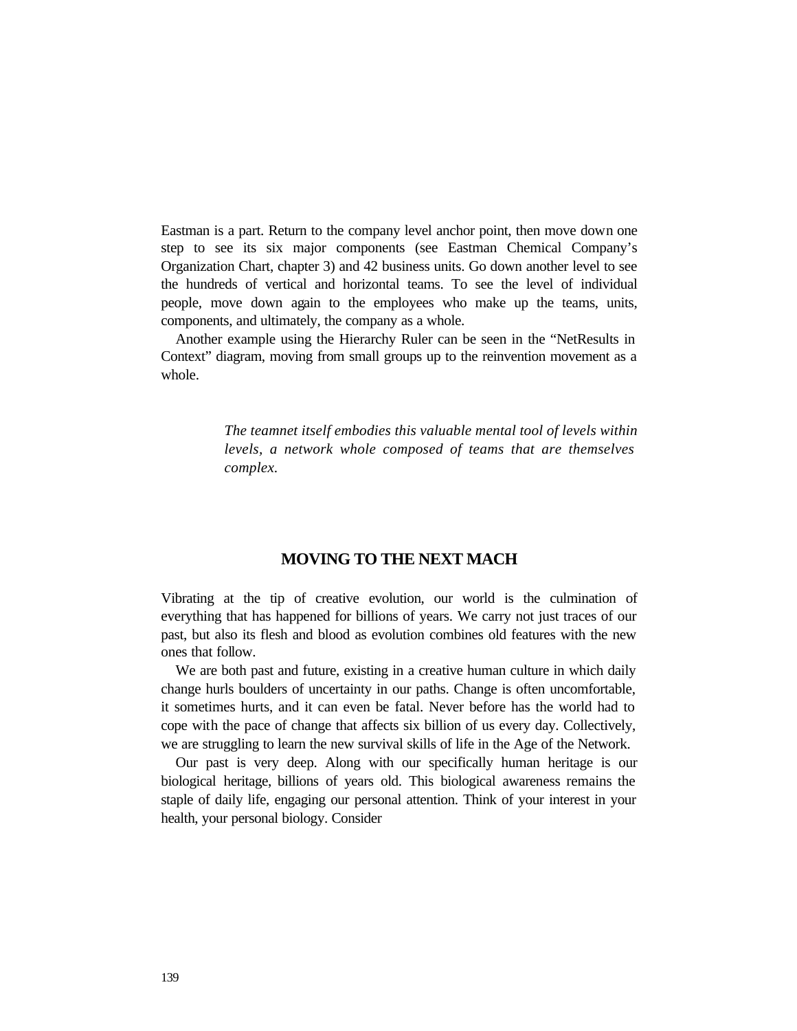Eastman is a part. Return to the company level anchor point, then move down one step to see its six major components (see Eastman Chemical Company's Organization Chart, chapter 3) and 42 business units. Go down another level to see the hundreds of vertical and horizontal teams. To see the level of individual people, move down again to the employees who make up the teams, units, components, and ultimately, the company as a whole.

Another example using the Hierarchy Ruler can be seen in the "NetResults in Context" diagram, moving from small groups up to the reinvention movement as a whole.

> *The teamnet itself embodies this valuable mental tool of levels within levels, a network whole composed of teams that are themselves complex.*

## MOVING TO THE NEXT MACH

Vibrating at the tip of creative evolution, our world is the culmination of everything that has happened for billions of years. We carry not just traces of our past, but also its flesh and blood as evolution combines old features with the new ones that follow.

We are both past and future, existing in a creative human culture in which daily change hurls boulders of uncertainty in our paths. Change is often uncomfortable, it sometimes hurts, and it can even be fatal. Never before has the world had to cope with the pace of change that affects six billion of us every day. Collectively, we are struggling to learn the new survival skills of life in the Age of the Network.

Our past is very deep. Along with our specifically human heritage is our biological heritage, billions of years old. This biological awareness remains the staple of daily life, engaging our personal attention. Think of your interest in your health, your personal biology. Consider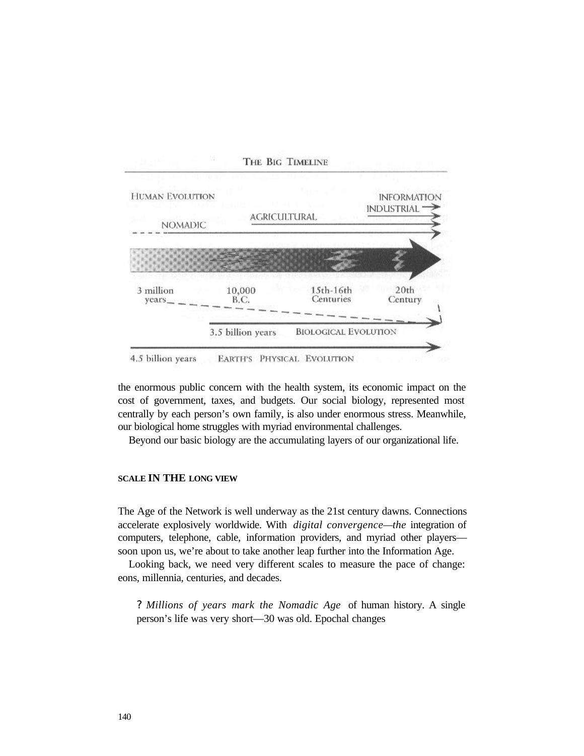THE BIG TIMELINE

HUMAN EVOLUTION — NOMADIC — AGRICULTURAL — INDUSTRIAL — INFORMATION

3 million years — 10,000 B.C. — 15th-16th Centuries — 20th Century

3.5 billion years BIOLOGICAL EVOLUTION

4.5 billion years EARTH'S PHYSICAL EVOLUTION

the enormous public concern with the health system, its economic impact on the cost of government, taxes, and budgets. Our social biology, represented most centrally by each person's own family, is also under enormous stress. Meanwhile, our biological home struggles with myriad environmental challenges.

Beyond our basic biology are the accumulating layers of our organizational life.

## SCALE IN THE LONG VIEW

The Age of the Network is well underway as the 21st century dawns. Connections accelerate explosively worldwide. With *digital convergence—the* integration of computers, telephone, cable, information providers, and myriad other players—soon upon us, we're about to take another leap further into the Information Age.

Looking back, we need very different scales to measure the pace of change: eons, millennia, centuries, and decades.

- *Millions of years mark the Nomadic Age* of human history. A single person's life was very short—30 was old. Epochal changes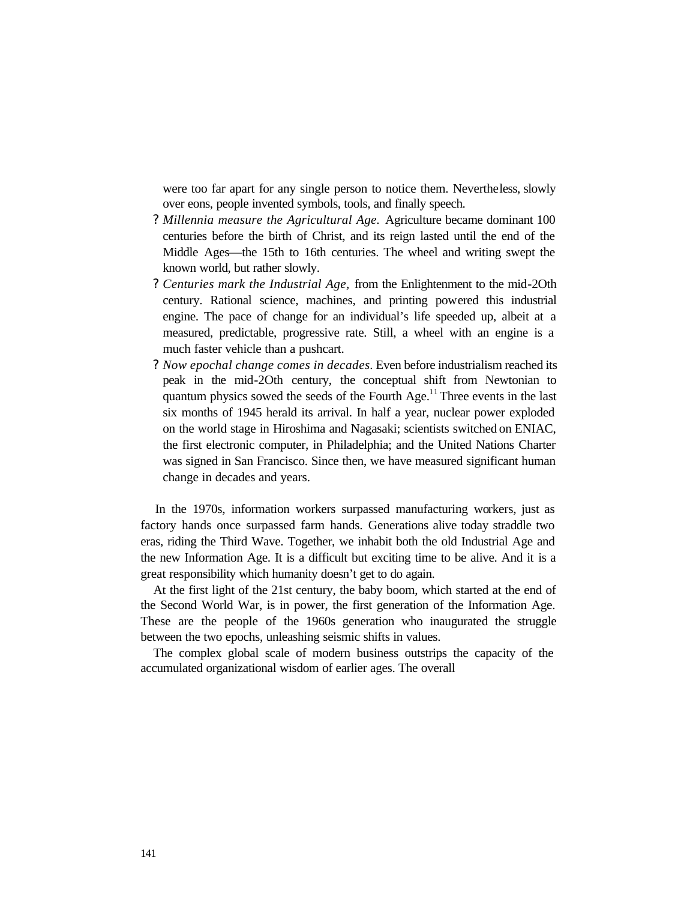were too far apart for any single person to notice them. Nevertheless, slowly over eons, people invented symbols, tools, and finally speech.

- *Millennia measure the Agricultural Age.* Agriculture became dominant 100 centuries before the birth of Christ, and its reign lasted until the end of the Middle Ages—the 15th to 16th centuries. The wheel and writing swept the known world, but rather slowly.
- *Centuries mark the Industrial Age,* from the Enlightenment to the mid-2Oth century. Rational science, machines, and printing powered this industrial engine. The pace of change for an individual's life speeded up, albeit at a measured, predictable, progressive rate. Still, a wheel with an engine is a much faster vehicle than a pushcart.
- *Now epochal change comes in decades.* Even before industrialism reached its peak in the mid-2Oth century, the conceptual shift from Newtonian to quantum physics sowed the seeds of the Fourth Age.[11] Three events in the last six months of 1945 herald its arrival. In half a year, nuclear power exploded on the world stage in Hiroshima and Nagasaki; scientists switched on ENIAC, the first electronic computer, in Philadelphia; and the United Nations Charter was signed in San Francisco. Since then, we have measured significant human change in decades and years.

In the 1970s, information workers surpassed manufacturing workers, just as factory hands once surpassed farm hands. Generations alive today straddle two eras, riding the Third Wave. Together, we inhabit both the old Industrial Age and the new Information Age. It is a difficult but exciting time to be alive. And it is a great responsibility which humanity doesn't get to do again.

At the first light of the 21st century, the baby boom, which started at the end of the Second World War, is in power, the first generation of the Information Age. These are the people of the 1960s generation who inaugurated the struggle between the two epochs, unleashing seismic shifts in values.

The complex global scale of modern business outstrips the capacity of the accumulated organizational wisdom of earlier ages. The overall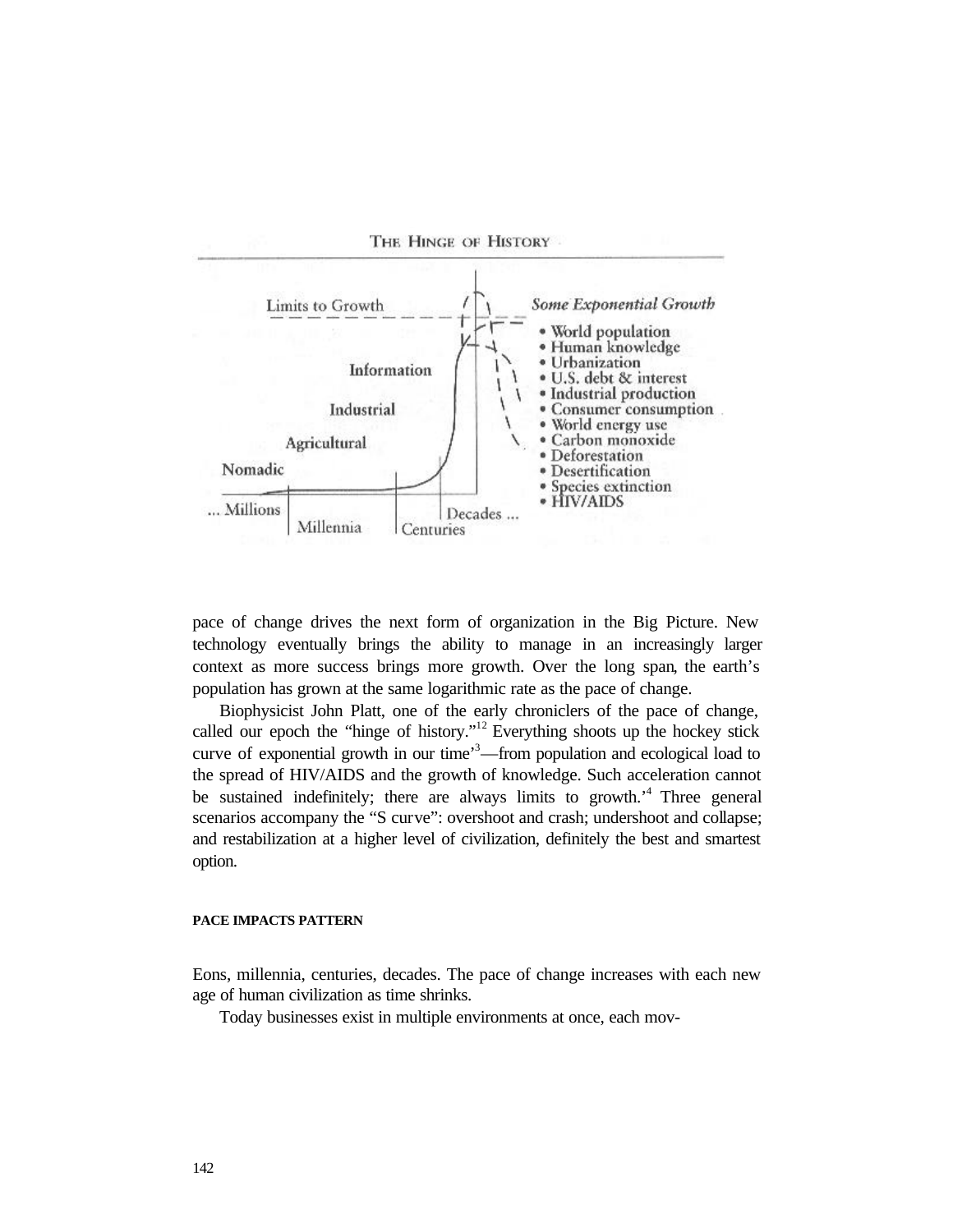THE HINGE OF HISTORY

Limits to Growth

Information

Industrial

Agricultural

Nomadic

... Millions | Millennia | Centuries | Decades ...

*Some Exponential Growth*

- World population
- Human knowledge
- Urbanization
- U.S. debt & interest
- Industrial production
- Consumer consumption
- World energy use
- Carbon monoxide
- Deforestation
- Desertification
- Species extinction
- HIV/AIDS

pace of change drives the next form of organization in the Big Picture. New technology eventually brings the ability to manage in an increasingly larger context as more success brings more growth. Over the long span, the earth's population has grown at the same logarithmic rate as the pace of change.

Biophysicist John Platt, one of the early chroniclers of the pace of change, called our epoch the "hinge of history."[12] Everything shoots up the hockey stick curve of exponential growth in our time'[3]—from population and ecological load to the spread of HIV/AIDS and the growth of knowledge. Such acceleration cannot be sustained indefinitely; there are always limits to growth.'[4] Three general scenarios accompany the "S curve": overshoot and crash; undershoot and collapse; and restabilization at a higher level of civilization, definitely the best and smartest option.

#### PACE IMPACTS PATTERN

Eons, millennia, centuries, decades. The pace of change increases with each new age of human civilization as time shrinks.

Today businesses exist in multiple environments at once, each mov-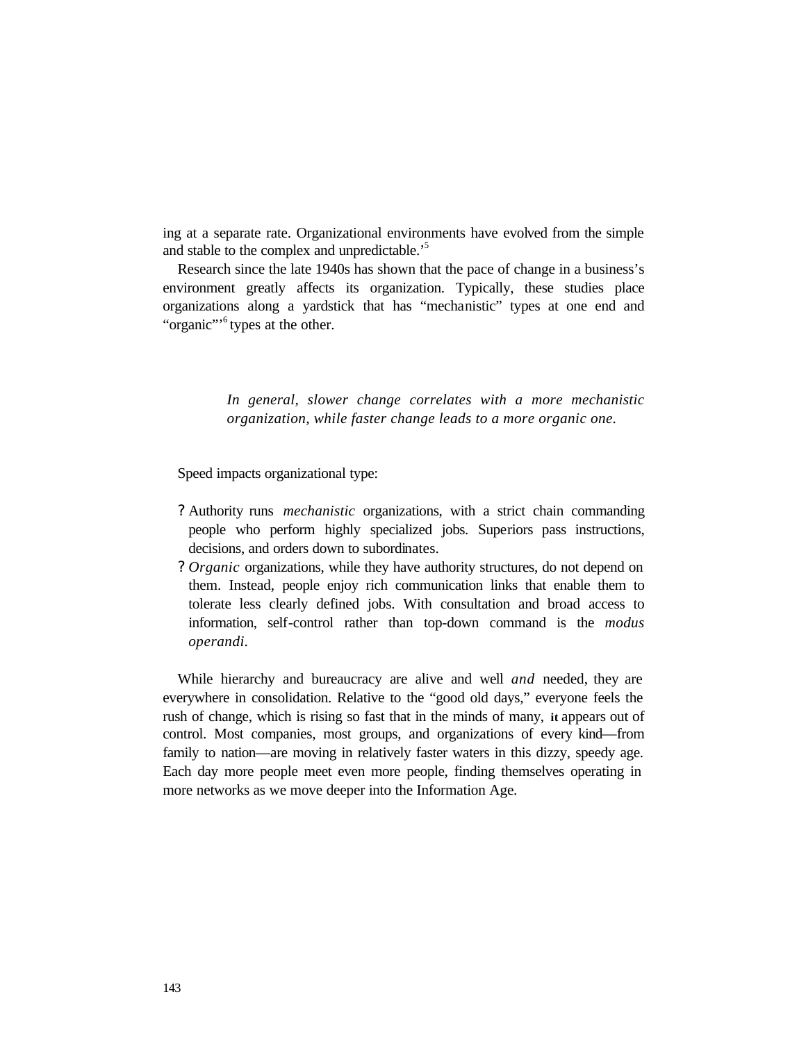ing at a separate rate. Organizational environments have evolved from the simple and stable to the complex and unpredictable.'[5]

Research since the late 1940s has shown that the pace of change in a business's environment greatly affects its organization. Typically, these studies place organizations along a yardstick that has "mechanistic" types at one end and "organic"'[6] types at the other.

> *In general, slower change correlates with a more mechanistic organization, while faster change leads to a more organic one.*

Speed impacts organizational type:

- Authority runs *mechanistic* organizations, with a strict chain commanding people who perform highly specialized jobs. Superiors pass instructions, decisions, and orders down to subordinates.
- *Organic* organizations, while they have authority structures, do not depend on them. Instead, people enjoy rich communication links that enable them to tolerate less clearly defined jobs. With consultation and broad access to information, self-control rather than top-down command is the *modus operandi*.

While hierarchy and bureaucracy are alive and well *and* needed, they are everywhere in consolidation. Relative to the "good old days," everyone feels the rush of change, which is rising so fast that in the minds of many, it appears out of control. Most companies, most groups, and organizations of every kind—from family to nation—are moving in relatively faster waters in this dizzy, speedy age. Each day more people meet even more people, finding themselves operating in more networks as we move deeper into the Information Age.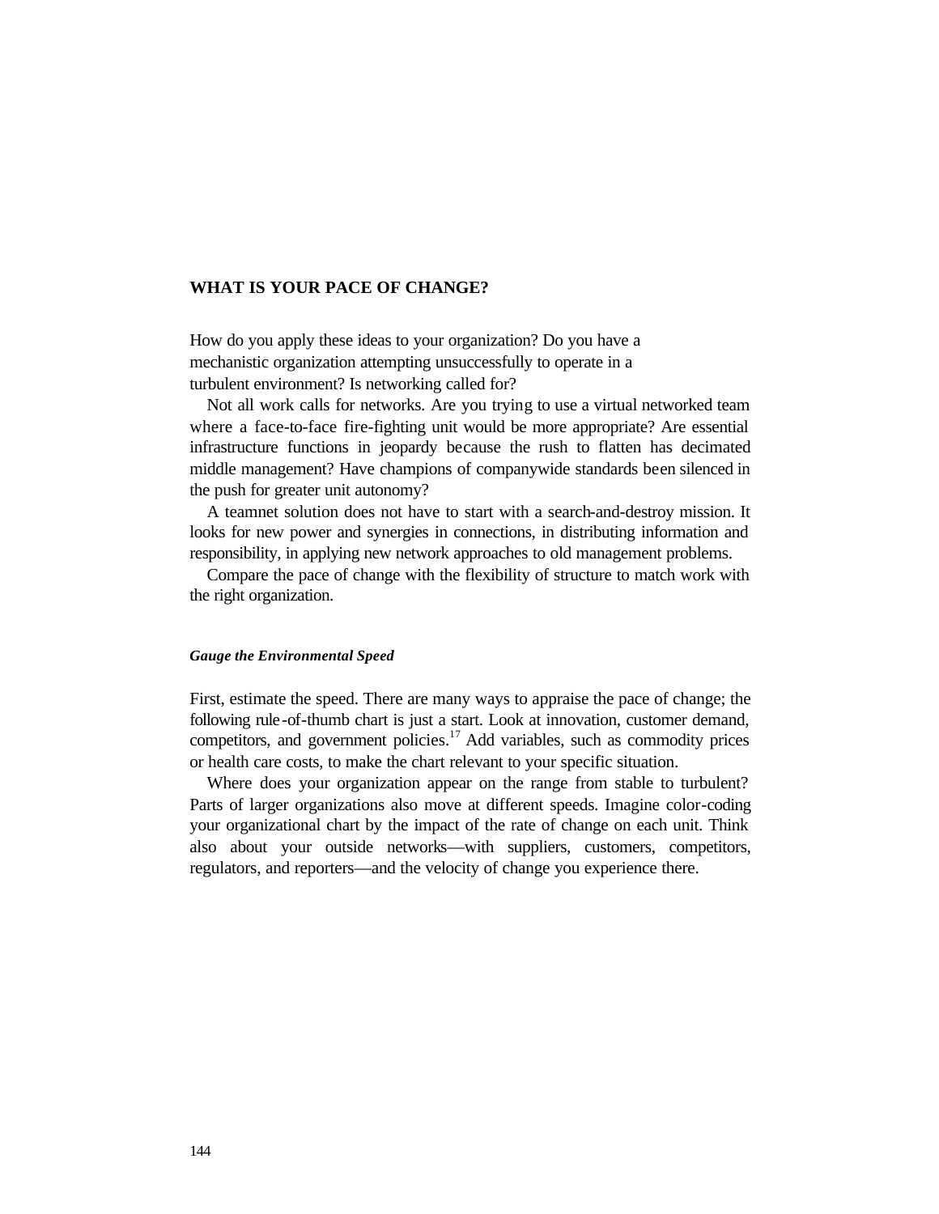## WHAT IS YOUR PACE OF CHANGE?

How do you apply these ideas to your organization? Do you have a mechanistic organization attempting unsuccessfully to operate in a turbulent environment? Is networking called for?

Not all work calls for networks. Are you trying to use a virtual networked team where a face-to-face fire-fighting unit would be more appropriate? Are essential infrastructure functions in jeopardy because the rush to flatten has decimated middle management? Have champions of companywide standards been silenced in the push for greater unit autonomy?

A teamnet solution does not have to start with a search-and-destroy mission. It looks for new power and synergies in connections, in distributing information and responsibility, in applying new network approaches to old management problems.

Compare the pace of change with the flexibility of structure to match work with the right organization.

### *Gauge the Environmental Speed*

First, estimate the speed. There are many ways to appraise the pace of change; the following rule-of-thumb chart is just a start. Look at innovation, customer demand, competitors, and government policies.[17] Add variables, such as commodity prices or health care costs, to make the chart relevant to your specific situation.

Where does your organization appear on the range from stable to turbulent? Parts of larger organizations also move at different speeds. Imagine color-coding your organizational chart by the impact of the rate of change on each unit. Think also about your outside networks—with suppliers, customers, competitors, regulators, and reporters—and the velocity of change you experience there.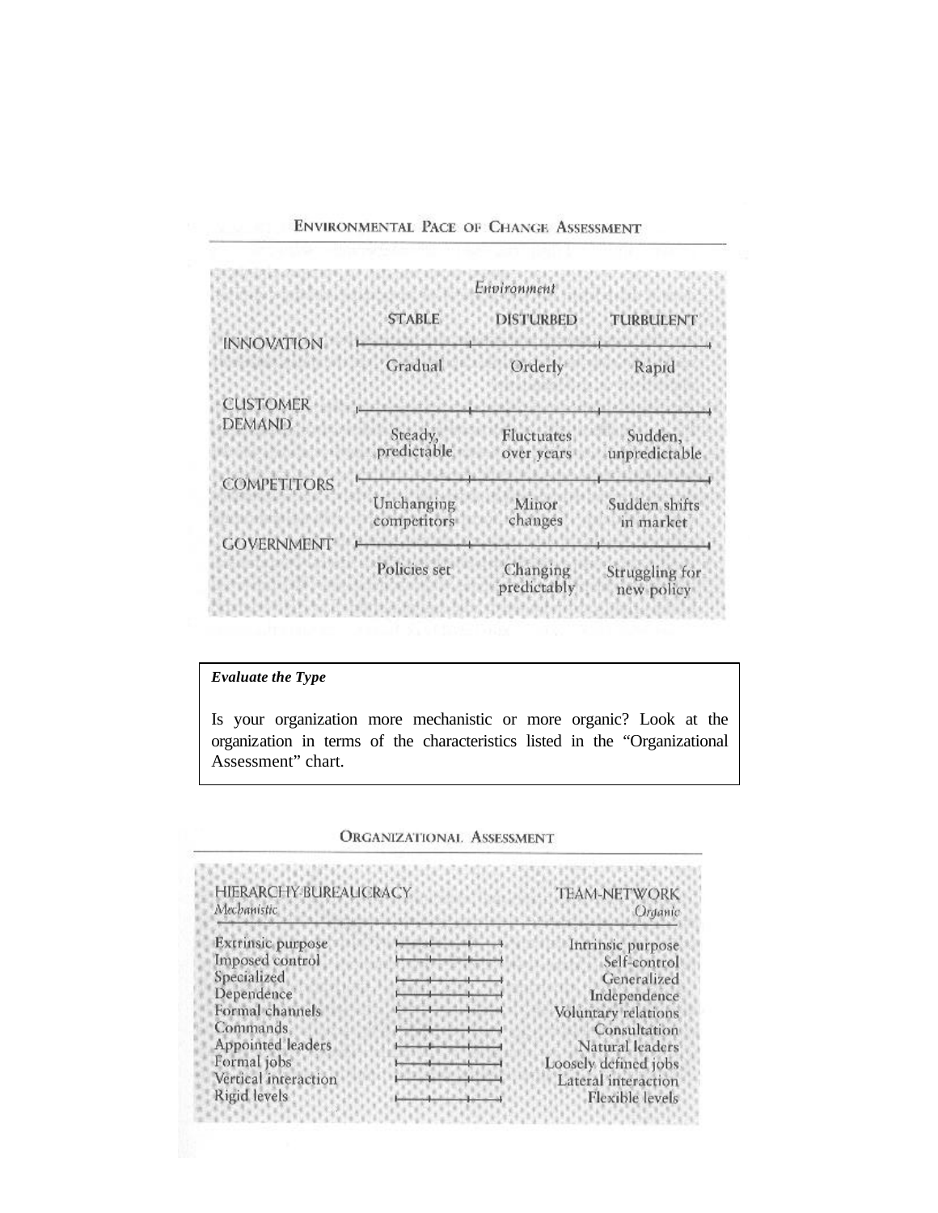## Environmental Pace of Change Assessment

| | *Environment* | | |
|---|---|---|---|
| | STABLE | DISTURBED | TURBULENT |
| INNOVATION | Gradual | Orderly | Rapid |
| CUSTOMER DEMAND | Steady, predictable | Fluctuates over years | Sudden, unpredictable |
| COMPETITORS | Unchanging competitors | Minor changes | Sudden shifts in market |
| GOVERNMENT | Policies set | Changing predictably | Struggling for new policy |

***Evaluate the Type***

Is your organization more mechanistic or more organic? Look at the organization in terms of the characteristics listed in the "Organizational Assessment" chart.

## Organizational Assessment

| HIERARCHY-BUREAUCRACY *Mechanistic* | | TEAM-NETWORK *Organic* |
|---|---|---|
| Extrinsic purpose | ├──┼──┼──┤ | Intrinsic purpose |
| Imposed control | ├──┼──┼──┤ | Self-control |
| Specialized | ├──┼──┼──┤ | Generalized |
| Dependence | ├──┼──┼──┤ | Independence |
| Formal channels | ├──┼──┼──┤ | Voluntary relations |
| Commands | ├──┼──┼──┤ | Consultation |
| Appointed leaders | ├──┼──┼──┤ | Natural leaders |
| Formal jobs | ├──┼──┼──┤ | Loosely defined jobs |
| Vertical interaction | ├──┼──┼──┤ | Lateral interaction |
| Rigid levels | ├──┼──┼──┤ | Flexible levels |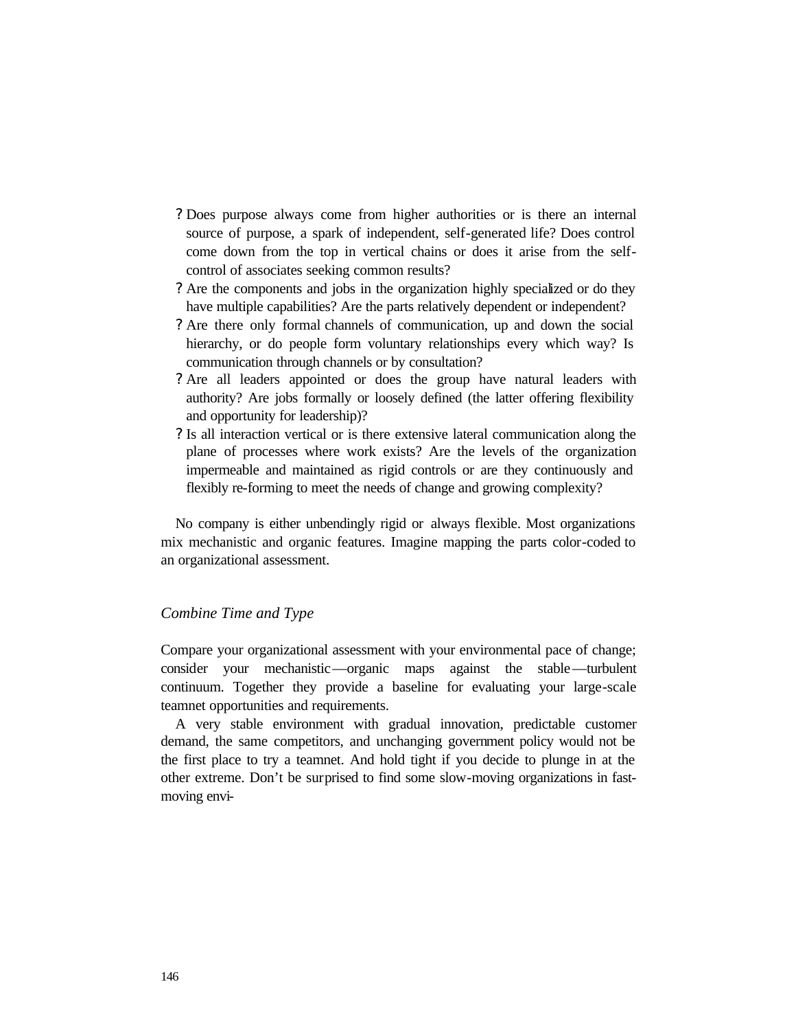- Does purpose always come from higher authorities or is there an internal source of purpose, a spark of independent, self-generated life? Does control come down from the top in vertical chains or does it arise from the self-control of associates seeking common results?
- Are the components and jobs in the organization highly specialized or do they have multiple capabilities? Are the parts relatively dependent or independent?
- Are there only formal channels of communication, up and down the social hierarchy, or do people form voluntary relationships every which way? Is communication through channels or by consultation?
- Are all leaders appointed or does the group have natural leaders with authority? Are jobs formally or loosely defined (the latter offering flexibility and opportunity for leadership)?
- Is all interaction vertical or is there extensive lateral communication along the plane of processes where work exists? Are the levels of the organization impermeable and maintained as rigid controls or are they continuously and flexibly re-forming to meet the needs of change and growing complexity?

No company is either unbendingly rigid or always flexible. Most organizations mix mechanistic and organic features. Imagine mapping the parts color-coded to an organizational assessment.

### *Combine Time and Type*

Compare your organizational assessment with your environmental pace of change; consider your mechanistic—organic maps against the stable—turbulent continuum. Together they provide a baseline for evaluating your large-scale teamnet opportunities and requirements.

A very stable environment with gradual innovation, predictable customer demand, the same competitors, and unchanging government policy would not be the first place to try a teamnet. And hold tight if you decide to plunge in at the other extreme. Don't be surprised to find some slow-moving organizations in fast-moving envi-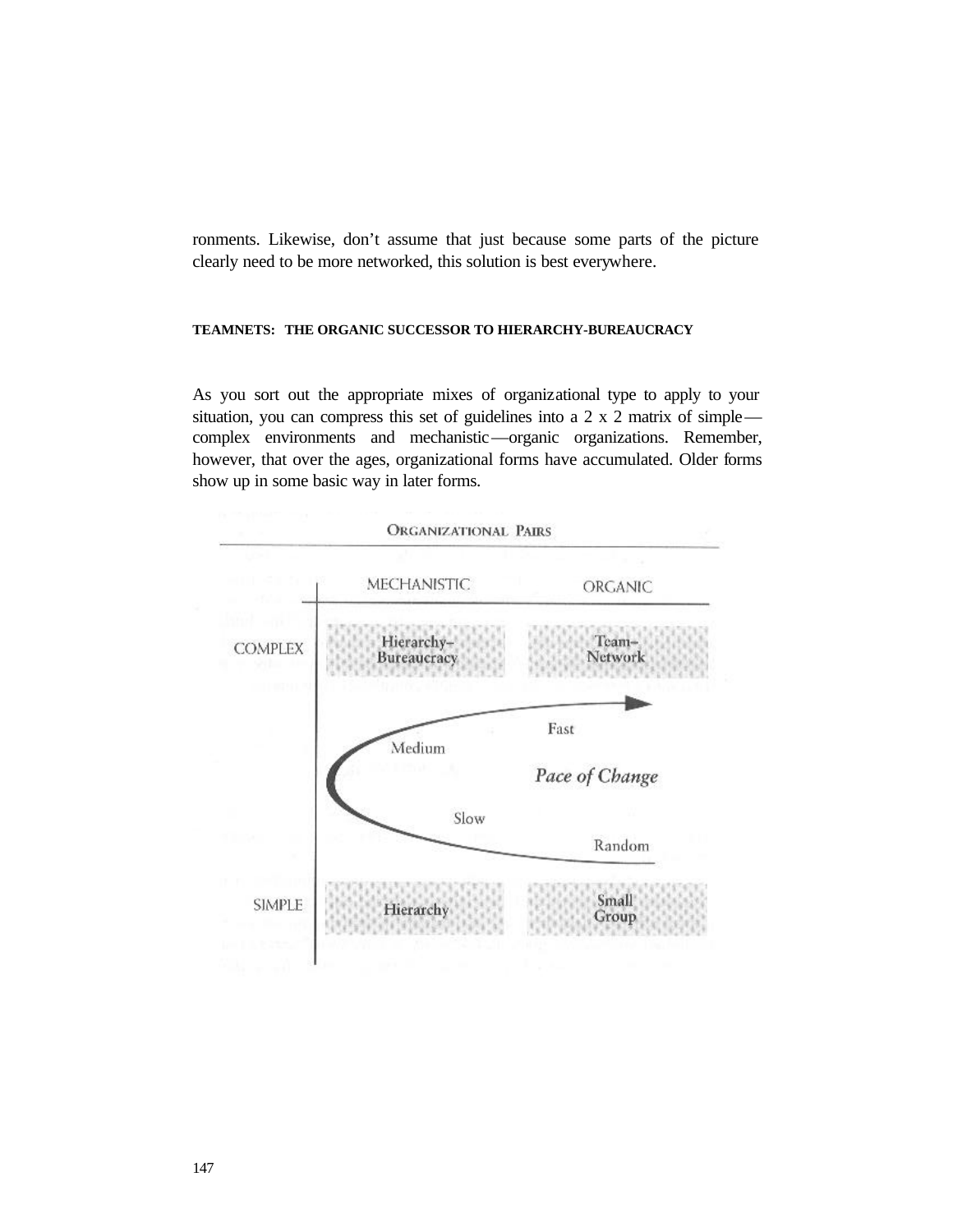ronments. Likewise, don't assume that just because some parts of the picture clearly need to be more networked, this solution is best everywhere.

### TEAMNETS: THE ORGANIC SUCCESSOR TO HIERARCHY-BUREAUCRACY

As you sort out the appropriate mixes of organizational type to apply to your situation, you can compress this set of guidelines into a 2 x 2 matrix of simple—complex environments and mechanistic—organic organizations. Remember, however, that over the ages, organizational forms have accumulated. Older forms show up in some basic way in later forms.

**ORGANIZATIONAL PAIRS**

| | MECHANISTIC | ORGANIC |
|---|---|---|
| COMPLEX | Hierarchy–Bureaucracy | Team–Network |
| SIMPLE | Hierarchy | Small Group |

*Pace of Change*: Random, Slow, Medium, Fast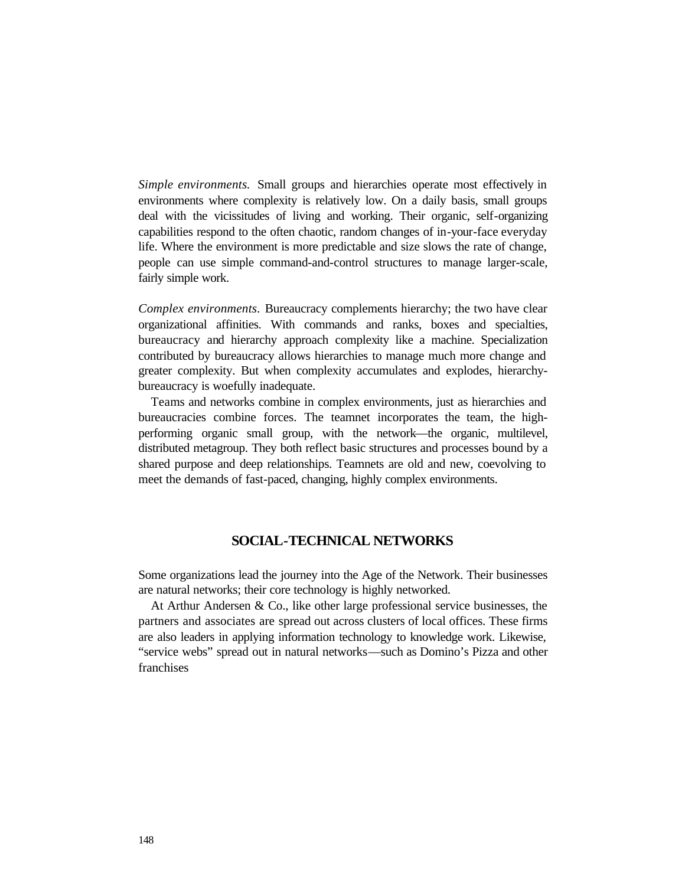*Simple environments.* Small groups and hierarchies operate most effectively in environments where complexity is relatively low. On a daily basis, small groups deal with the vicissitudes of living and working. Their organic, self-organizing capabilities respond to the often chaotic, random changes of in-your-face everyday life. Where the environment is more predictable and size slows the rate of change, people can use simple command-and-control structures to manage larger-scale, fairly simple work.

*Complex environments.* Bureaucracy complements hierarchy; the two have clear organizational affinities. With commands and ranks, boxes and specialties, bureaucracy and hierarchy approach complexity like a machine. Specialization contributed by bureaucracy allows hierarchies to manage much more change and greater complexity. But when complexity accumulates and explodes, hierarchy-bureaucracy is woefully inadequate.

Teams and networks combine in complex environments, just as hierarchies and bureaucracies combine forces. The teamnet incorporates the team, the high-performing organic small group, with the network—the organic, multilevel, distributed metagroup. They both reflect basic structures and processes bound by a shared purpose and deep relationships. Teamnets are old and new, coevolving to meet the demands of fast-paced, changing, highly complex environments.

## SOCIAL-TECHNICAL NETWORKS

Some organizations lead the journey into the Age of the Network. Their businesses are natural networks; their core technology is highly networked.

At Arthur Andersen & Co., like other large professional service businesses, the partners and associates are spread out across clusters of local offices. These firms are also leaders in applying information technology to knowledge work. Likewise, "service webs" spread out in natural networks—such as Domino's Pizza and other franchises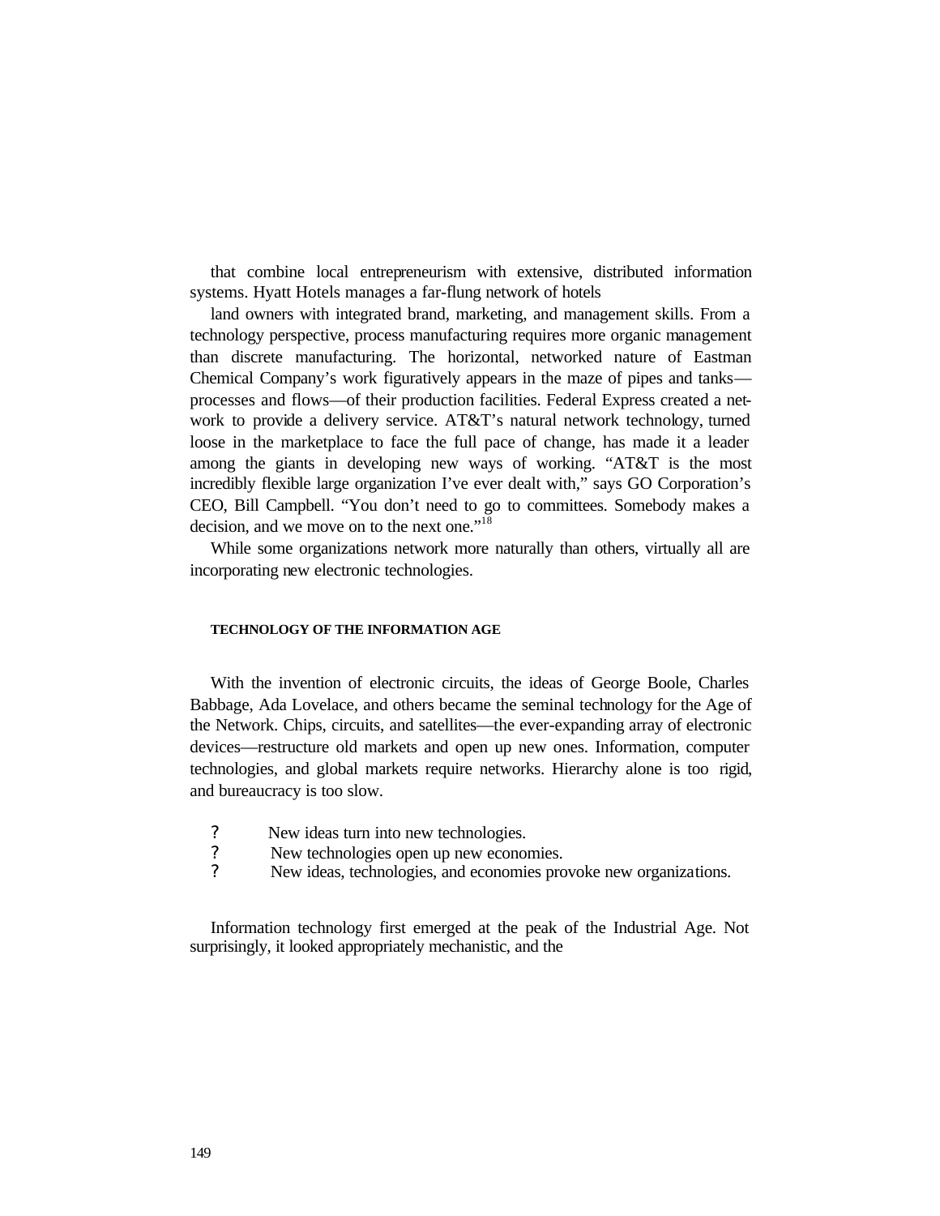that combine local entrepreneurism with extensive, distributed information systems. Hyatt Hotels manages a far-flung network of hotels

land owners with integrated brand, marketing, and management skills. From a technology perspective, process manufacturing requires more organic management than discrete manufacturing. The horizontal, networked nature of Eastman Chemical Company's work figuratively appears in the maze of pipes and tanks—processes and flows—of their production facilities. Federal Express created a network to provide a delivery service. AT&T's natural network technology, turned loose in the marketplace to face the full pace of change, has made it a leader among the giants in developing new ways of working. "AT&T is the most incredibly flexible large organization I've ever dealt with," says GO Corporation's CEO, Bill Campbell. "You don't need to go to committees. Somebody makes a decision, and we move on to the next one."[18]

While some organizations network more naturally than others, virtually all are incorporating new electronic technologies.

#### TECHNOLOGY OF THE INFORMATION AGE

With the invention of electronic circuits, the ideas of George Boole, Charles Babbage, Ada Lovelace, and others became the seminal technology for the Age of the Network. Chips, circuits, and satellites—the ever-expanding array of electronic devices—restructure old markets and open up new ones. Information, computer technologies, and global markets require networks. Hierarchy alone is too rigid, and bureaucracy is too slow.

- New ideas turn into new technologies.
- New technologies open up new economies.
- New ideas, technologies, and economies provoke new organizations.

Information technology first emerged at the peak of the Industrial Age. Not surprisingly, it looked appropriately mechanistic, and the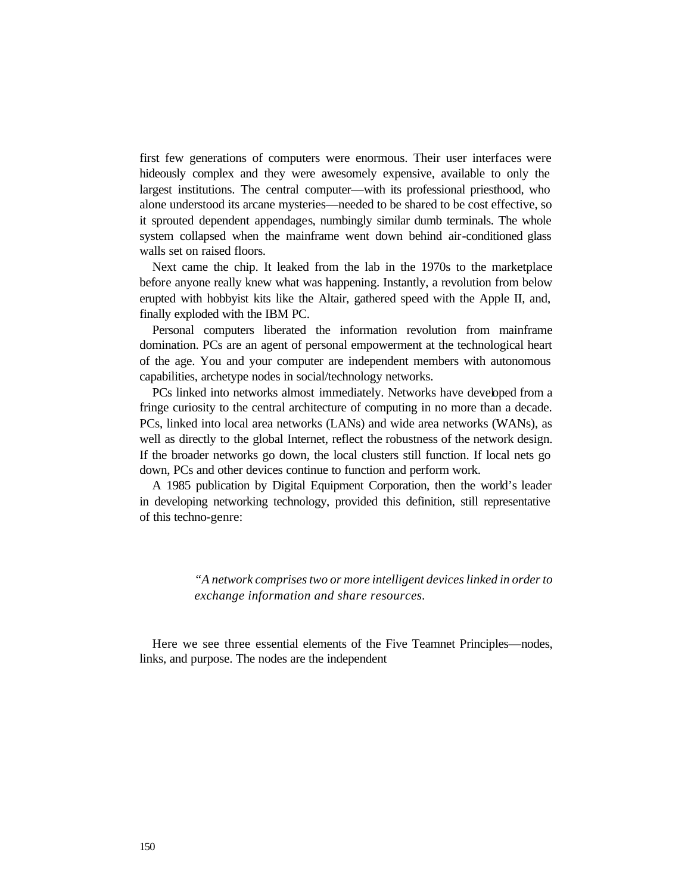first few generations of computers were enormous. Their user interfaces were hideously complex and they were awesomely expensive, available to only the largest institutions. The central computer—with its professional priesthood, who alone understood its arcane mysteries—needed to be shared to be cost effective, so it sprouted dependent appendages, numbingly similar dumb terminals. The whole system collapsed when the mainframe went down behind air-conditioned glass walls set on raised floors.

Next came the chip. It leaked from the lab in the 1970s to the marketplace before anyone really knew what was happening. Instantly, a revolution from below erupted with hobbyist kits like the Altair, gathered speed with the Apple II, and, finally exploded with the IBM PC.

Personal computers liberated the information revolution from mainframe domination. PCs are an agent of personal empowerment at the technological heart of the age. You and your computer are independent members with autonomous capabilities, archetype nodes in social/technology networks.

PCs linked into networks almost immediately. Networks have developed from a fringe curiosity to the central architecture of computing in no more than a decade. PCs, linked into local area networks (LANs) and wide area networks (WANs), as well as directly to the global Internet, reflect the robustness of the network design. If the broader networks go down, the local clusters still function. If local nets go down, PCs and other devices continue to function and perform work.

A 1985 publication by Digital Equipment Corporation, then the world's leader in developing networking technology, provided this definition, still representative of this techno-genre:

> *"A network comprises two or more intelligent devices linked in order to exchange information and share resources.*

Here we see three essential elements of the Five Teamnet Principles—nodes, links, and purpose. The nodes are the independent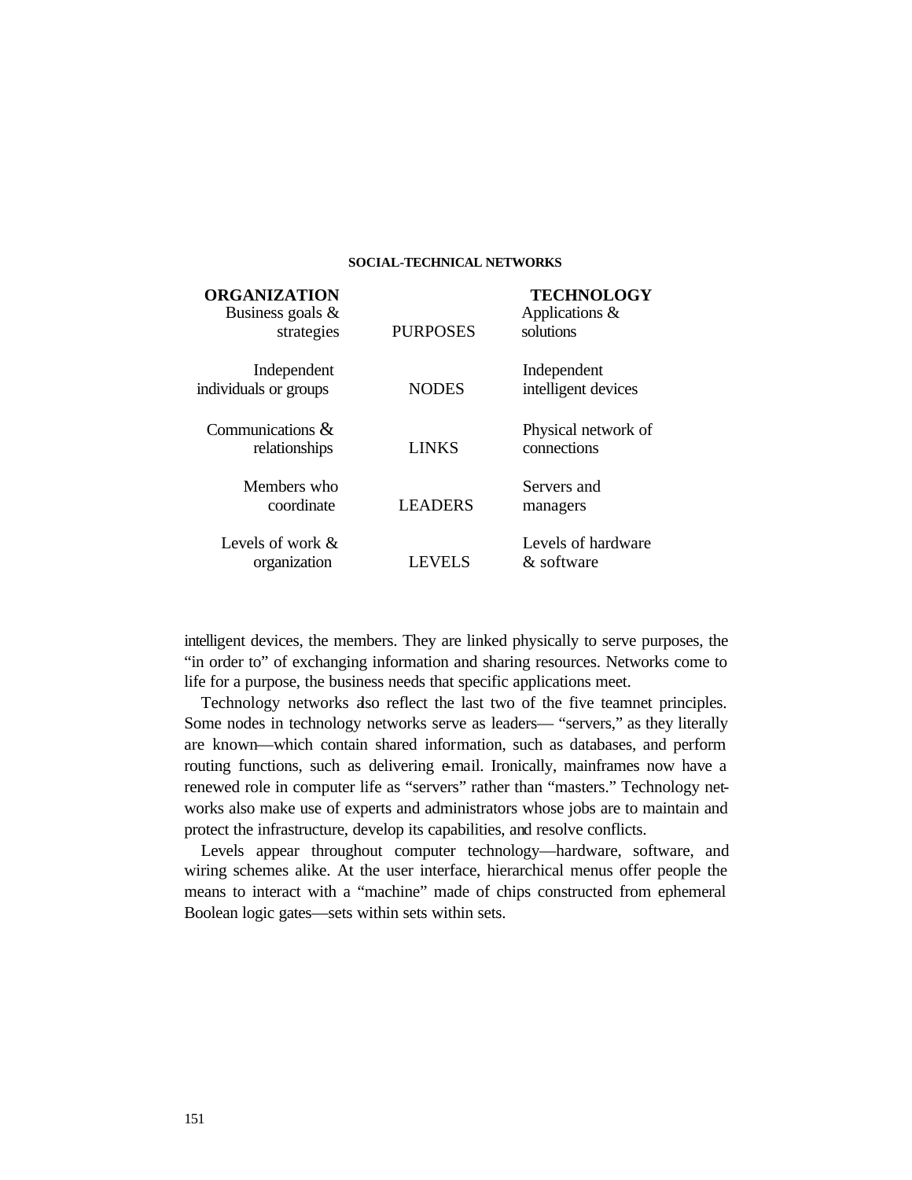**SOCIAL-TECHNICAL NETWORKS**

| ORGANIZATION | | TECHNOLOGY |
|---|---|---|
| Business goals & strategies | PURPOSES | Applications & solutions |
| Independent individuals or groups | NODES | Independent intelligent devices |
| Communications & relationships | LINKS | Physical network of connections |
| Members who coordinate | LEADERS | Servers and managers |
| Levels of work & organization | LEVELS | Levels of hardware & software |

intelligent devices, the members. They are linked physically to serve purposes, the "in order to" of exchanging information and sharing resources. Networks come to life for a purpose, the business needs that specific applications meet.

Technology networks also reflect the last two of the five teamnet principles. Some nodes in technology networks serve as leaders— "servers," as they literally are known—which contain shared information, such as databases, and perform routing functions, such as delivering e-mail. Ironically, mainframes now have a renewed role in computer life as "servers" rather than "masters." Technology networks also make use of experts and administrators whose jobs are to maintain and protect the infrastructure, develop its capabilities, and resolve conflicts.

Levels appear throughout computer technology—hardware, software, and wiring schemes alike. At the user interface, hierarchical menus offer people the means to interact with a "machine" made of chips constructed from ephemeral Boolean logic gates—sets within sets within sets.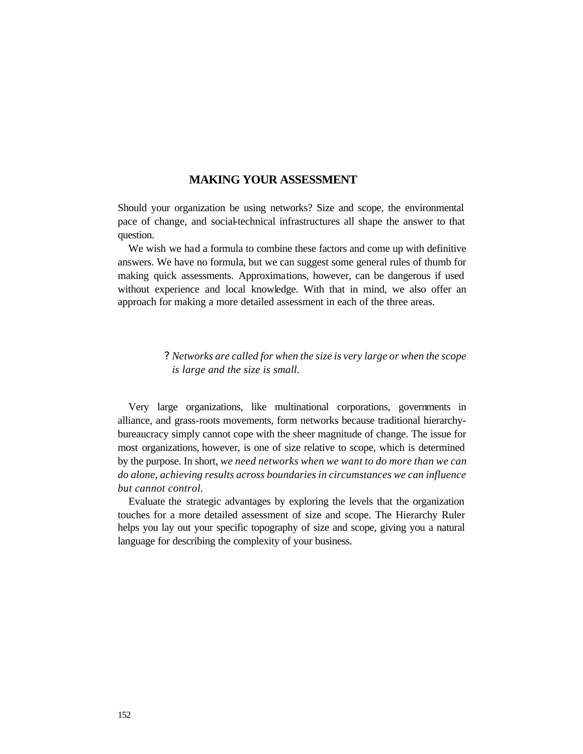## MAKING YOUR ASSESSMENT

Should your organization be using networks? Size and scope, the environmental pace of change, and social-technical infrastructures all shape the answer to that question.

We wish we had a formula to combine these factors and come up with definitive answers. We have no formula, but we can suggest some general rules of thumb for making quick assessments. Approximations, however, can be dangerous if used without experience and local knowledge. With that in mind, we also offer an approach for making a more detailed assessment in each of the three areas.

> ? *Networks are called for when the size is very large or when the scope is large and the size is small.*

Very large organizations, like multinational corporations, governments in alliance, and grass-roots movements, form networks because traditional hierarchy-bureaucracy simply cannot cope with the sheer magnitude of change. The issue for most organizations, however, is one of size relative to scope, which is determined by the purpose. In short, *we need networks when we want to do more than we can do alone, achieving results across boundaries in circumstances we can influence but cannot control.*

Evaluate the strategic advantages by exploring the levels that the organization touches for a more detailed assessment of size and scope. The Hierarchy Ruler helps you lay out your specific topography of size and scope, giving you a natural language for describing the complexity of your business.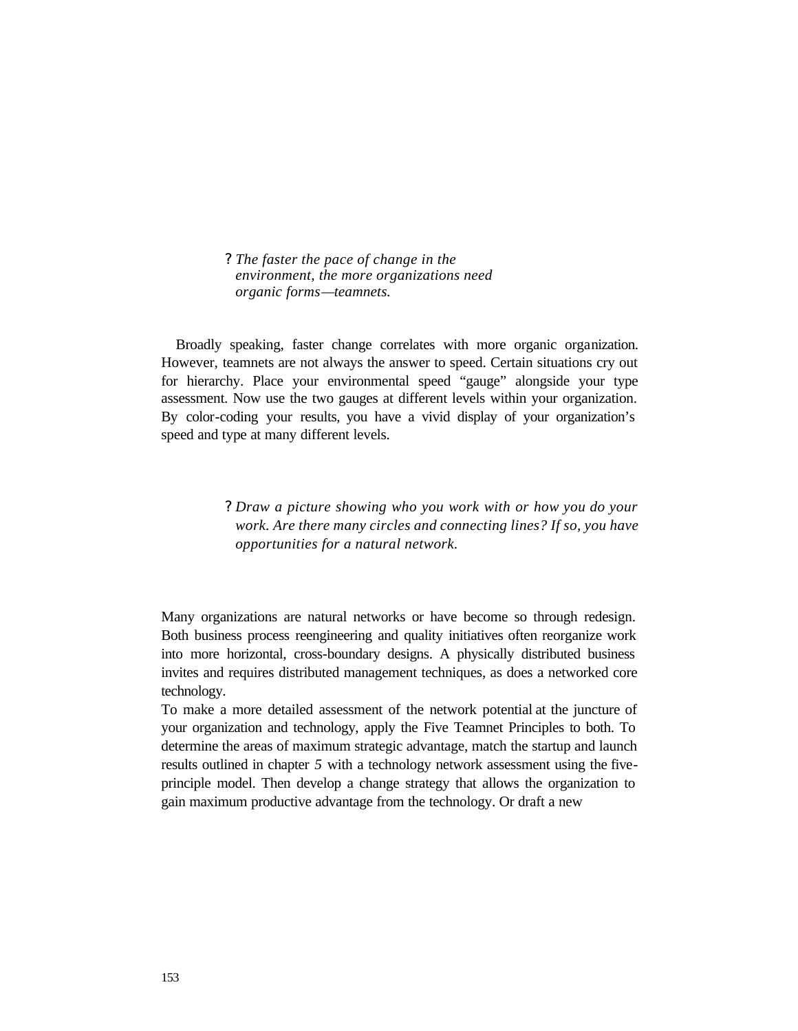? *The faster the pace of change in the environment, the more organizations need organic forms—teamnets.*

Broadly speaking, faster change correlates with more organic organization. However, teamnets are not always the answer to speed. Certain situations cry out for hierarchy. Place your environmental speed "gauge" alongside your type assessment. Now use the two gauges at different levels within your organization. By color-coding your results, you have a vivid display of your organization's speed and type at many different levels.

? *Draw a picture showing who you work with or how you do your work. Are there many circles and connecting lines? If so, you have opportunities for a natural network.*

Many organizations are natural networks or have become so through redesign. Both business process reengineering and quality initiatives often reorganize work into more horizontal, cross-boundary designs. A physically distributed business invites and requires distributed management techniques, as does a networked core technology.

To make a more detailed assessment of the network potential at the juncture of your organization and technology, apply the Five Teamnet Principles to both. To determine the areas of maximum strategic advantage, match the startup and launch results outlined in chapter *5* with a technology network assessment using the five-principle model. Then develop a change strategy that allows the organization to gain maximum productive advantage from the technology. Or draft a new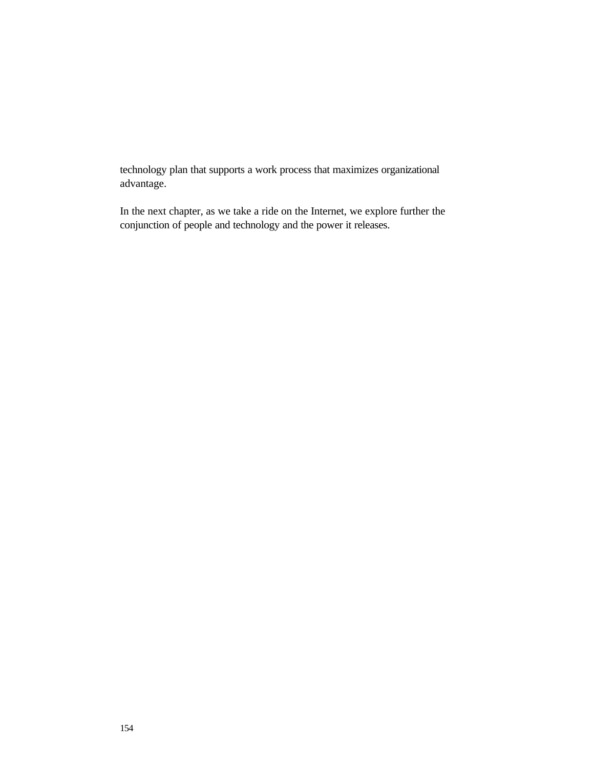technology plan that supports a work process that maximizes organizational advantage.

In the next chapter, as we take a ride on the Internet, we explore further the conjunction of people and technology and the power it releases.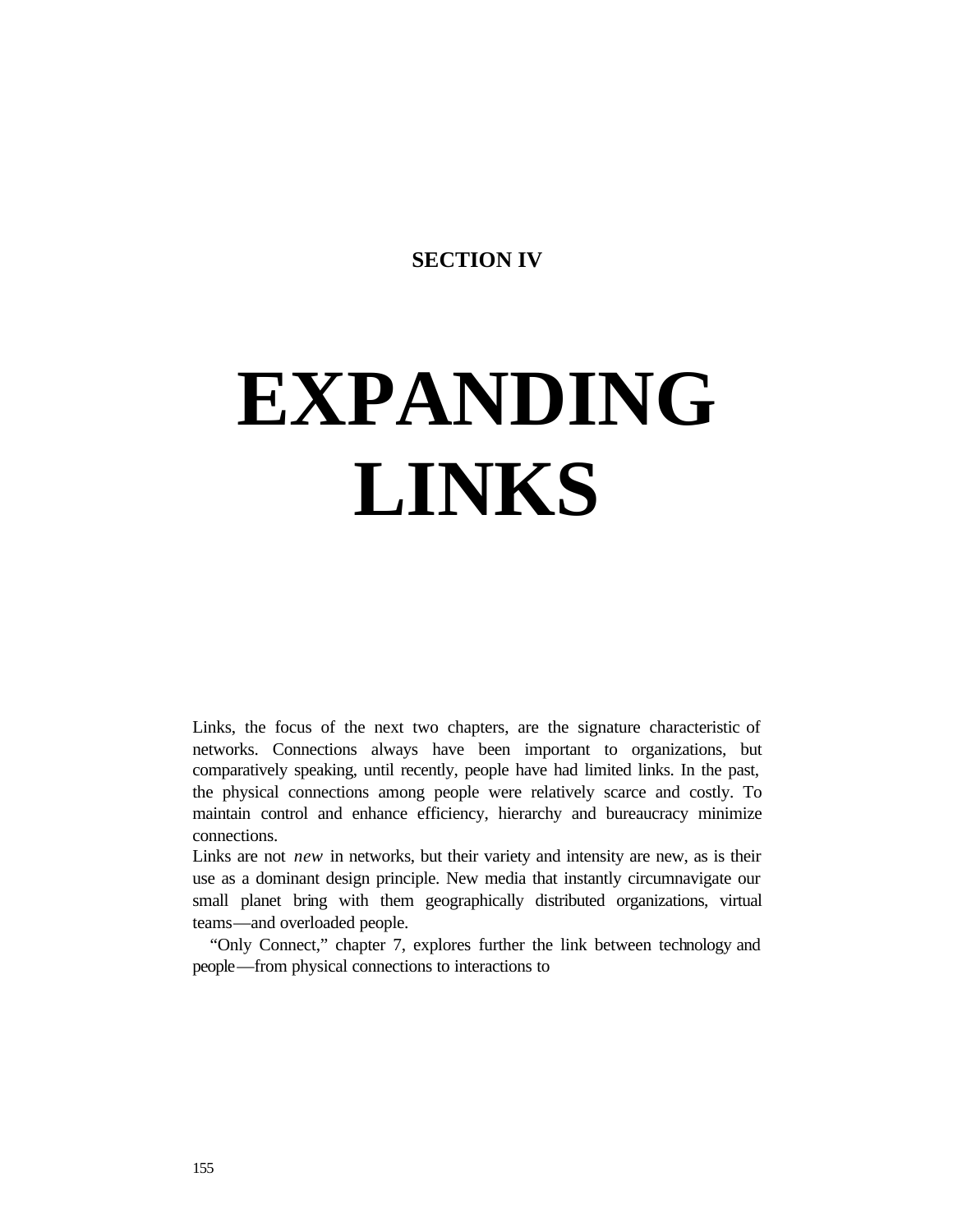## SECTION IV

# EXPANDING LINKS

Links, the focus of the next two chapters, are the signature characteristic of networks. Connections always have been important to organizations, but comparatively speaking, until recently, people have had limited links. In the past, the physical connections among people were relatively scarce and costly. To maintain control and enhance efficiency, hierarchy and bureaucracy minimize connections.

Links are not *new* in networks, but their variety and intensity are new, as is their use as a dominant design principle. New media that instantly circumnavigate our small planet bring with them geographically distributed organizations, virtual teams—and overloaded people.

"Only Connect," chapter 7, explores further the link between technology and people—from physical connections to interactions to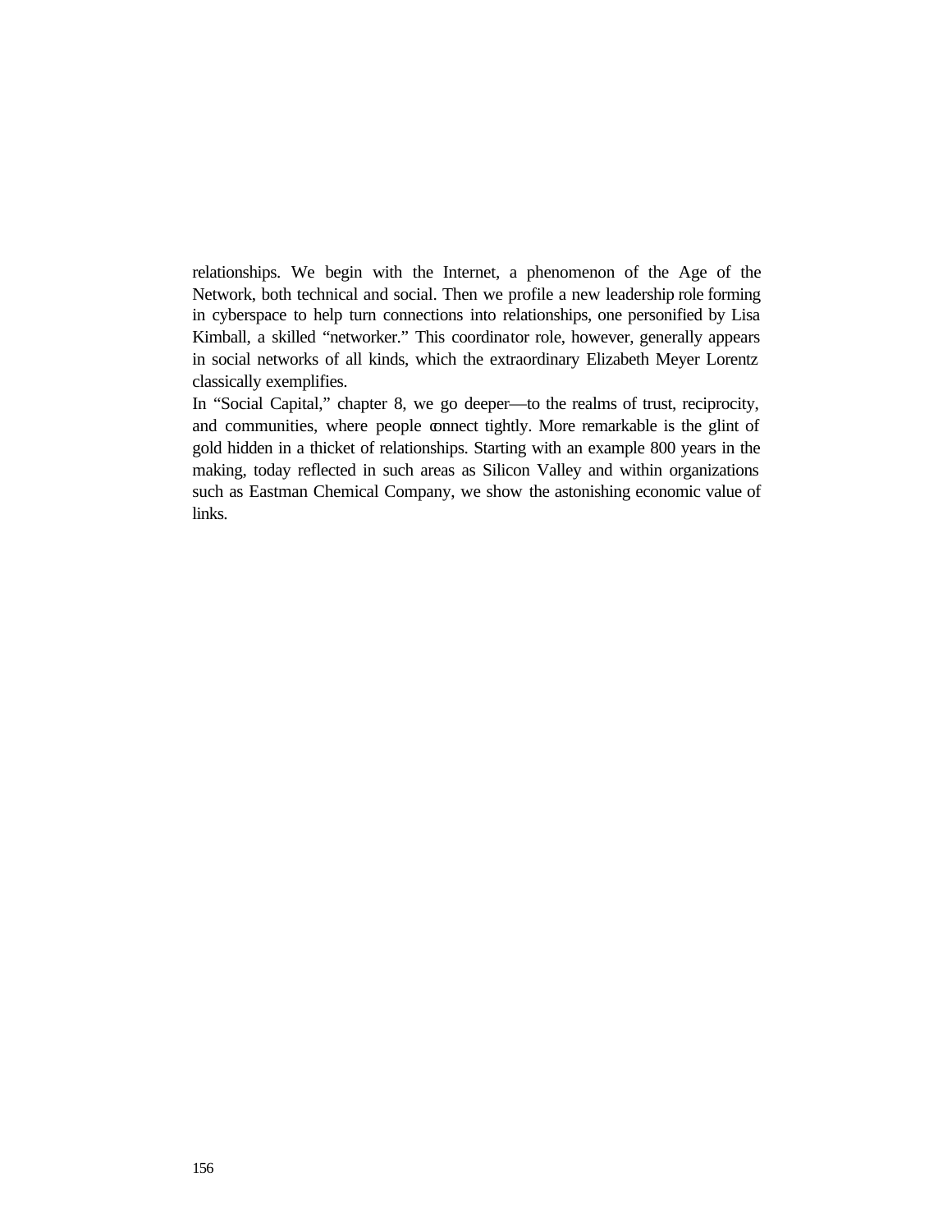relationships. We begin with the Internet, a phenomenon of the Age of the Network, both technical and social. Then we profile a new leadership role forming in cyberspace to help turn connections into relationships, one personified by Lisa Kimball, a skilled "networker." This coordinator role, however, generally appears in social networks of all kinds, which the extraordinary Elizabeth Meyer Lorentz classically exemplifies.

In "Social Capital," chapter 8, we go deeper—to the realms of trust, reciprocity, and communities, where people connect tightly. More remarkable is the glint of gold hidden in a thicket of relationships. Starting with an example 800 years in the making, today reflected in such areas as Silicon Valley and within organizations such as Eastman Chemical Company, we show the astonishing economic value of links.